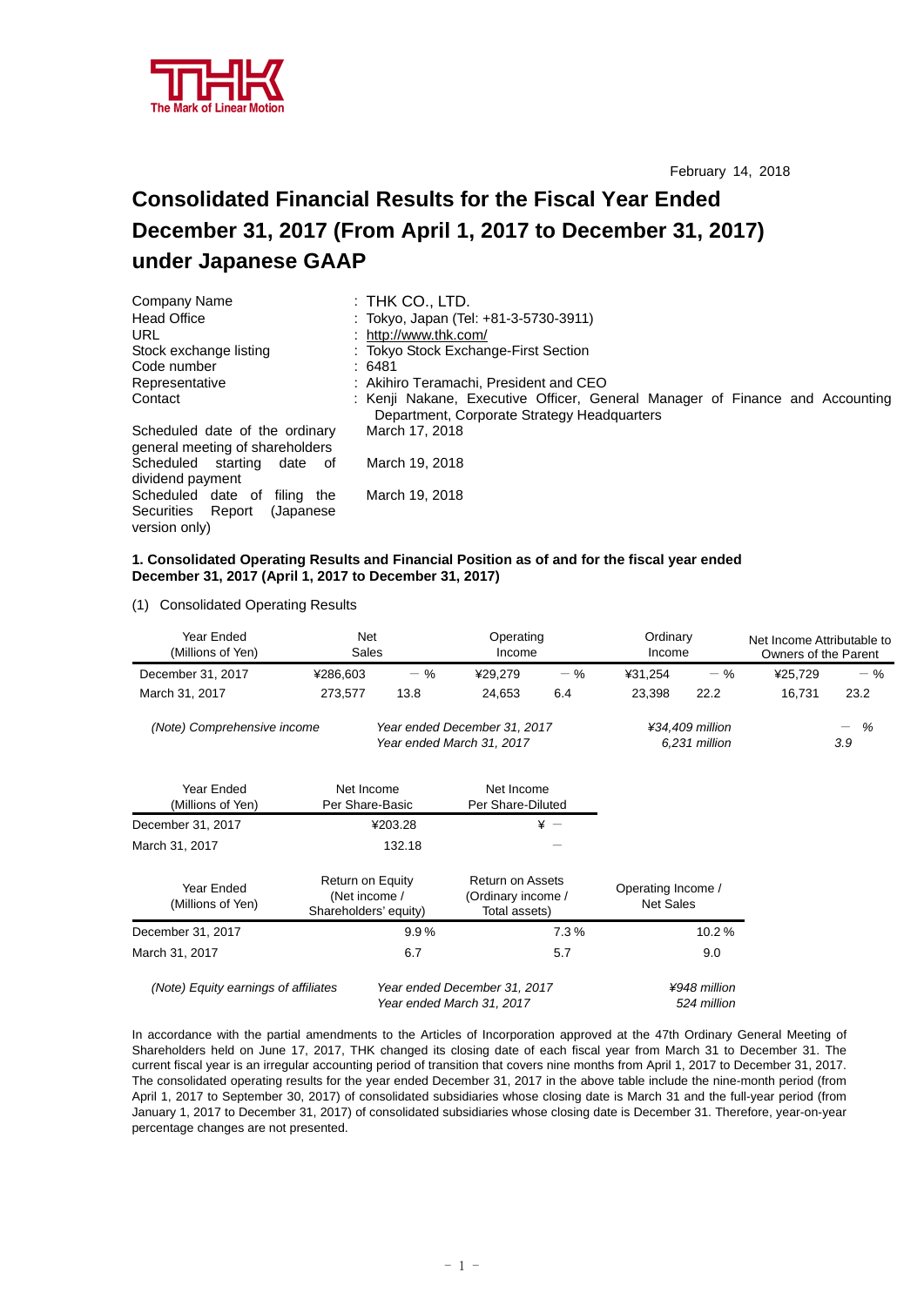THK The Mark of Linear Motion

February 14, 2018

# Consolidated Financial Results for the Fiscal Year Ended December 31, 2017 (From April 1, 2017 to December 31, 2017) under Japanese GAAP

| | |
|---|---|
| Company Name | : THK CO., LTD. |
| Head Office | : Tokyo, Japan (Tel: +81-3-5730-3911) |
| URL | : http://www.thk.com/ |
| Stock exchange listing | : Tokyo Stock Exchange-First Section |
| Code number | : 6481 |
| Representative | : Akihiro Teramachi, President and CEO |
| Contact | : Kenji Nakane, Executive Officer, General Manager of Finance and Accounting Department, Corporate Strategy Headquarters |
| Scheduled date of the ordinary general meeting of shareholders | March 17, 2018 |
| Scheduled starting date of dividend payment | March 19, 2018 |
| Scheduled date of filing the Securities Report (Japanese version only) | March 19, 2018 |

**1. Consolidated Operating Results and Financial Position as of and for the fiscal year ended December 31, 2017 (April 1, 2017 to December 31, 2017)**

(1) Consolidated Operating Results

| Year Ended (Millions of Yen) | Net Sales | | Operating Income | | Ordinary Income | | Net Income Attributable to Owners of the Parent | |
|---|---|---|---|---|---|---|---|---|
| December 31, 2017 | ¥286,603 | － % | ¥29,279 | － % | ¥31,254 | － % | ¥25,729 | － % |
| March 31, 2017 | 273,577 | 13.8 | 24,653 | 6.4 | 23,398 | 22.2 | 16,731 | 23.2 |

*(Note) Comprehensive income — Year ended December 31, 2017: ¥34,409 million (－ %); Year ended March 31, 2017: 6,231 million (3.9)*

| Year Ended (Millions of Yen) | Net Income Per Share-Basic | Net Income Per Share-Diluted |
|---|---|---|
| December 31, 2017 | ¥203.28 | ¥ － |
| March 31, 2017 | 132.18 | － |

| Year Ended (Millions of Yen) | Return on Equity (Net income / Shareholders' equity) | Return on Assets (Ordinary income / Total assets) | Operating Income / Net Sales |
|---|---|---|---|
| December 31, 2017 | 9.9 % | 7.3 % | 10.2 % |
| March 31, 2017 | 6.7 | 5.7 | 9.0 |

*(Note) Equity earnings of affiliates — Year ended December 31, 2017: ¥948 million; Year ended March 31, 2017: 524 million*

In accordance with the partial amendments to the Articles of Incorporation approved at the 47th Ordinary General Meeting of Shareholders held on June 17, 2017, THK changed its closing date of each fiscal year from March 31 to December 31. The current fiscal year is an irregular accounting period of transition that covers nine months from April 1, 2017 to December 31, 2017. The consolidated operating results for the year ended December 31, 2017 in the above table include the nine-month period (from April 1, 2017 to September 30, 2017) of consolidated subsidiaries whose closing date is March 31 and the full-year period (from January 1, 2017 to December 31, 2017) of consolidated subsidiaries whose closing date is December 31. Therefore, year-on-year percentage changes are not presented.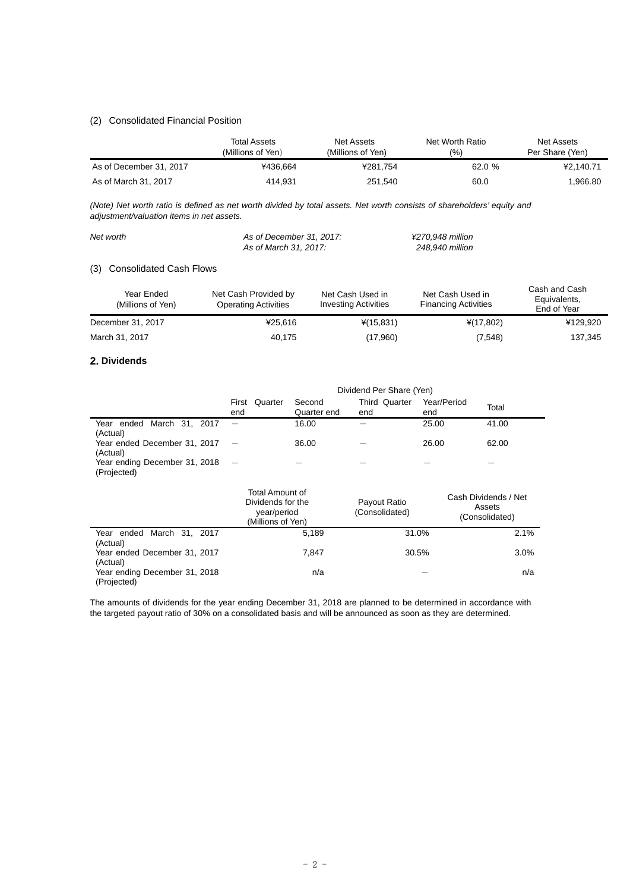### (2) Consolidated Financial Position

| | Total Assets (Millions of Yen) | Net Assets (Millions of Yen) | Net Worth Ratio (%) | Net Assets Per Share (Yen) |
|---|---|---|---|---|
| As of December 31, 2017 | ¥436,664 | ¥281,754 | 62.0 % | ¥2,140.71 |
| As of March 31, 2017 | 414,931 | 251,540 | 60.0 | 1,966.80 |

*(Note) Net worth ratio is defined as net worth divided by total assets. Net worth consists of shareholders' equity and adjustment/valuation items in net assets.*

| *Net worth* | *As of December 31, 2017:* | *¥270,948 million* |
|---|---|---|
| | *As of March 31, 2017:* | *248,940 million* |

### (3) Consolidated Cash Flows

| Year Ended (Millions of Yen) | Net Cash Provided by Operating Activities | Net Cash Used in Investing Activities | Net Cash Used in Financing Activities | Cash and Cash Equivalents, End of Year |
|---|---|---|---|---|
| December 31, 2017 | ¥25,616 | ¥(15,831) | ¥(17,802) | ¥129,920 |
| March 31, 2017 | 40,175 | (17,960) | (7,548) | 137,345 |

## 2. Dividends

| | Dividend Per Share (Yen) | | | | |
|---|---|---|---|---|---|
| | First Quarter end | Second Quarter end | Third Quarter end | Year/Period end | Total |
| Year ended March 31, 2017 (Actual) | ― | 16.00 | ― | 25.00 | 41.00 |
| Year ended December 31, 2017 (Actual) | ― | 36.00 | ― | 26.00 | 62.00 |
| Year ending December 31, 2018 (Projected) | ― | ― | ― | ― | ― |

| | Total Amount of Dividends for the year/period (Millions of Yen) | Payout Ratio (Consolidated) | Cash Dividends / Net Assets (Consolidated) |
|---|---|---|---|
| Year ended March 31, 2017 (Actual) | 5,189 | 31.0% | 2.1% |
| Year ended December 31, 2017 (Actual) | 7,847 | 30.5% | 3.0% |
| Year ending December 31, 2018 (Projected) | n/a | ― | n/a |

The amounts of dividends for the year ending December 31, 2018 are planned to be determined in accordance with the targeted payout ratio of 30% on a consolidated basis and will be announced as soon as they are determined.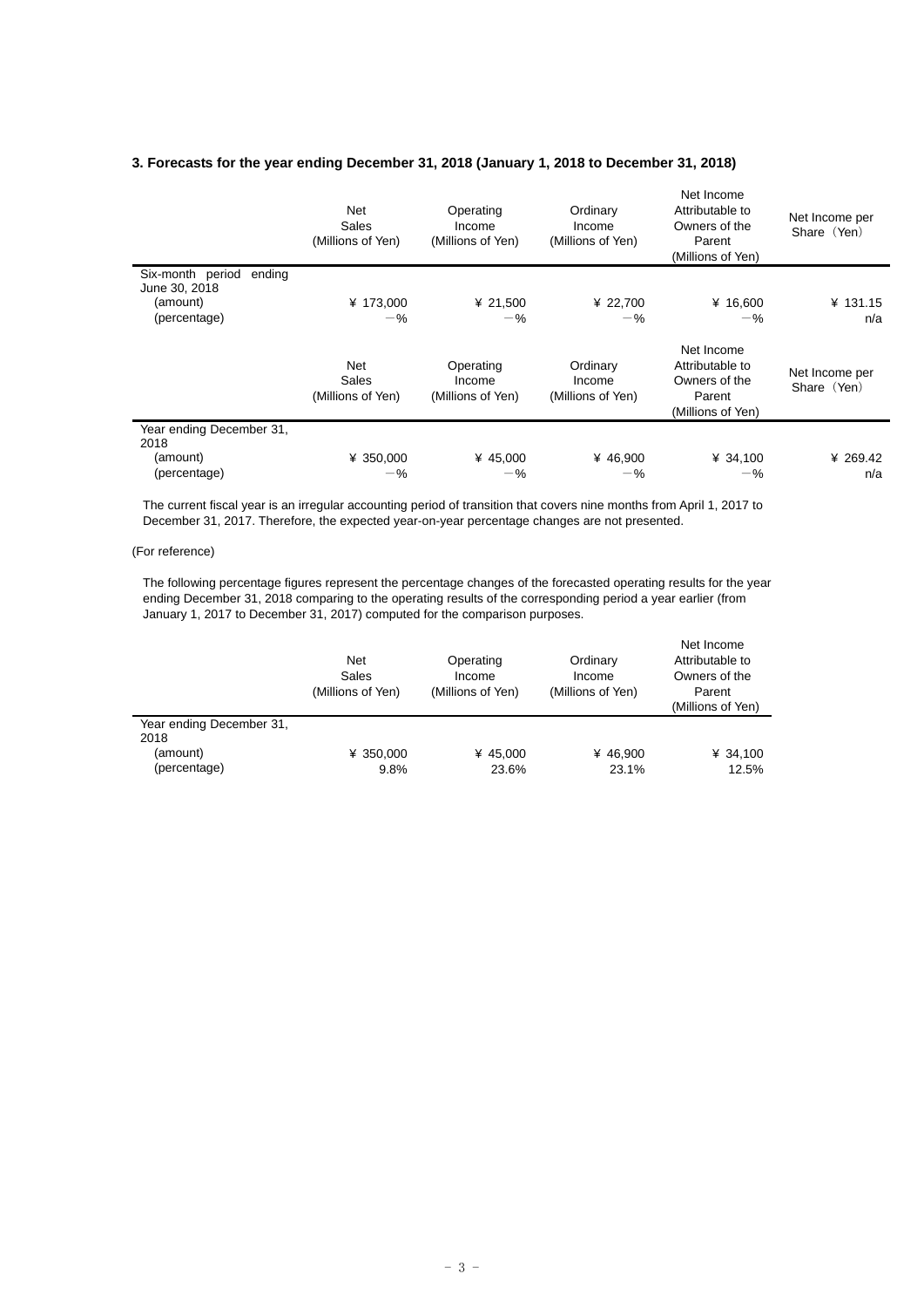### 3. Forecasts for the year ending December 31, 2018 (January 1, 2018 to December 31, 2018)

| | Net Sales (Millions of Yen) | Operating Income (Millions of Yen) | Ordinary Income (Millions of Yen) | Net Income Attributable to Owners of the Parent (Millions of Yen) | Net Income per Share（Yen） |
|---|---|---|---|---|---|
| Six-month period ending June 30, 2018 | | | | | |
| (amount) | ¥ 173,000 | ¥ 21,500 | ¥ 22,700 | ¥ 16,600 | ¥ 131.15 |
| (percentage) | －% | －% | －% | －% | n/a |

| | Net Sales (Millions of Yen) | Operating Income (Millions of Yen) | Ordinary Income (Millions of Yen) | Net Income Attributable to Owners of the Parent (Millions of Yen) | Net Income per Share（Yen） |
|---|---|---|---|---|---|
| Year ending December 31, 2018 | | | | | |
| (amount) | ¥ 350,000 | ¥ 45,000 | ¥ 46,900 | ¥ 34,100 | ¥ 269.42 |
| (percentage) | －% | －% | －% | －% | n/a |

The current fiscal year is an irregular accounting period of transition that covers nine months from April 1, 2017 to December 31, 2017. Therefore, the expected year-on-year percentage changes are not presented.

(For reference)

The following percentage figures represent the percentage changes of the forecasted operating results for the year ending December 31, 2018 comparing to the operating results of the corresponding period a year earlier (from January 1, 2017 to December 31, 2017) computed for the comparison purposes.

| | Net Sales (Millions of Yen) | Operating Income (Millions of Yen) | Ordinary Income (Millions of Yen) | Net Income Attributable to Owners of the Parent (Millions of Yen) |
|---|---|---|---|---|
| Year ending December 31, 2018 | | | | |
| (amount) | ¥ 350,000 | ¥ 45,000 | ¥ 46,900 | ¥ 34,100 |
| (percentage) | 9.8% | 23.6% | 23.1% | 12.5% |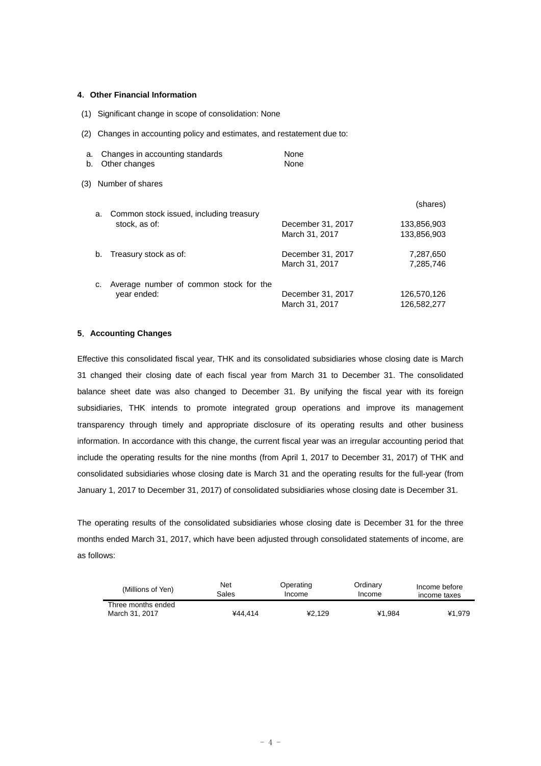## 4. Other Financial Information

(1) Significant change in scope of consolidation: None

(2) Changes in accounting policy and estimates, and restatement due to:

| | | |
|---|---|---|
| a. | Changes in accounting standards | None |
| b. | Other changes | None |

(3) Number of shares

| | | | (shares) |
|---|---|---|---|
| a. | Common stock issued, including treasury stock, as of: | December 31, 2017 | 133,856,903 |
| | | March 31, 2017 | 133,856,903 |
| b. | Treasury stock as of: | December 31, 2017 | 7,287,650 |
| | | March 31, 2017 | 7,285,746 |
| c. | Average number of common stock for the year ended: | December 31, 2017 | 126,570,126 |
| | | March 31, 2017 | 126,582,277 |

## 5. Accounting Changes

Effective this consolidated fiscal year, THK and its consolidated subsidiaries whose closing date is March 31 changed their closing date of each fiscal year from March 31 to December 31. The consolidated balance sheet date was also changed to December 31. By unifying the fiscal year with its foreign subsidiaries, THK intends to promote integrated group operations and improve its management transparency through timely and appropriate disclosure of its operating results and other business information. In accordance with this change, the current fiscal year was an irregular accounting period that include the operating results for the nine months (from April 1, 2017 to December 31, 2017) of THK and consolidated subsidiaries whose closing date is March 31 and the operating results for the full-year (from January 1, 2017 to December 31, 2017) of consolidated subsidiaries whose closing date is December 31.

The operating results of the consolidated subsidiaries whose closing date is December 31 for the three months ended March 31, 2017, which have been adjusted through consolidated statements of income, are as follows:

| (Millions of Yen) | Net Sales | Operating Income | Ordinary Income | Income before income taxes |
|---|---|---|---|---|
| Three months ended March 31, 2017 | ¥44,414 | ¥2,129 | ¥1,984 | ¥1,979 |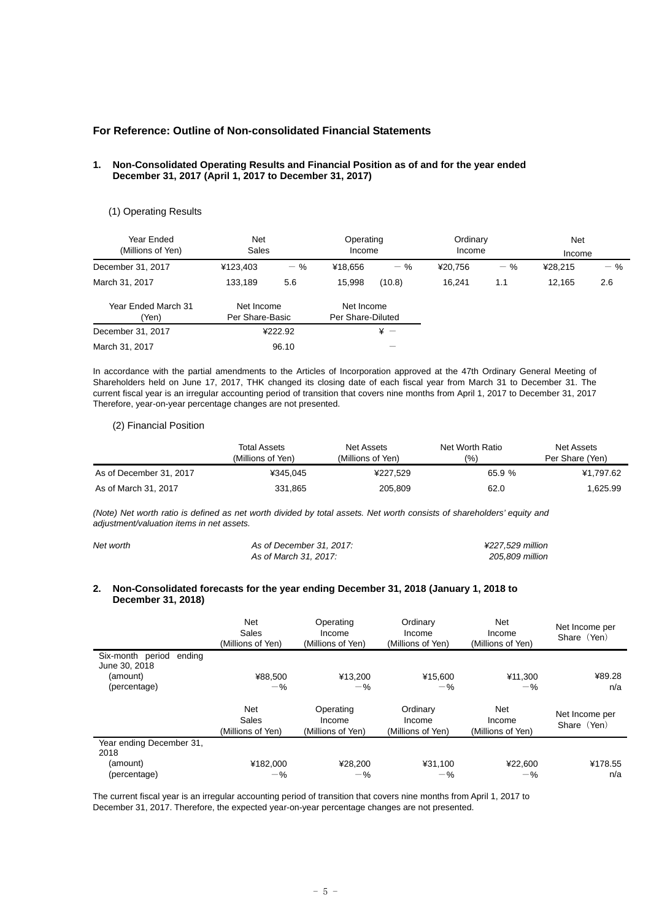## For Reference: Outline of Non-consolidated Financial Statements

### 1. Non-Consolidated Operating Results and Financial Position as of and for the year ended December 31, 2017 (April 1, 2017 to December 31, 2017)

(1) Operating Results

| Year Ended (Millions of Yen) | Net Sales | | Operating Income | | Ordinary Income | | Net Income | |
|---|---|---|---|---|---|---|---|---|
| December 31, 2017 | ¥123,403 | — % | ¥18,656 | — % | ¥20,756 | — % | ¥28,215 | — % |
| March 31, 2017 | 133,189 | 5.6 | 15,998 | (10.8) | 16,241 | 1.1 | 12,165 | 2.6 |

| Year Ended March 31 (Yen) | Net Income Per Share-Basic | Net Income Per Share-Diluted |
|---|---|---|
| December 31, 2017 | ¥222.92 | ¥ — |
| March 31, 2017 | 96.10 | — |

In accordance with the partial amendments to the Articles of Incorporation approved at the 47th Ordinary General Meeting of Shareholders held on June 17, 2017, THK changed its closing date of each fiscal year from March 31 to December 31. The current fiscal year is an irregular accounting period of transition that covers nine months from April 1, 2017 to December 31, 2017 Therefore, year-on-year percentage changes are not presented.

(2) Financial Position

| | Total Assets (Millions of Yen) | Net Assets (Millions of Yen) | Net Worth Ratio (%) | Net Assets Per Share (Yen) |
|---|---|---|---|---|
| As of December 31, 2017 | ¥345,045 | ¥227,529 | 65.9 % | ¥1,797.62 |
| As of March 31, 2017 | 331,865 | 205,809 | 62.0 | 1,625.99 |

*(Note) Net worth ratio is defined as net worth divided by total assets. Net worth consists of shareholders' equity and adjustment/valuation items in net assets.*

| | | |
|---|---|---|
| *Net worth* | *As of December 31, 2017:* | *¥227,529 million* |
| | *As of March 31, 2017:* | *205,809 million* |

### 2. Non-Consolidated forecasts for the year ending December 31, 2018 (January 1, 2018 to December 31, 2018)

| | Net Sales (Millions of Yen) | Operating Income (Millions of Yen) | Ordinary Income (Millions of Yen) | Net Income (Millions of Yen) | Net Income per Share (Yen) |
|---|---|---|---|---|---|
| Six-month period ending June 30, 2018 | | | | | |
| (amount) | ¥88,500 | ¥13,200 | ¥15,600 | ¥11,300 | ¥89.28 |
| (percentage) | —% | —% | —% | —% | n/a |

| | Net Sales (Millions of Yen) | Operating Income (Millions of Yen) | Ordinary Income (Millions of Yen) | Net Income (Millions of Yen) | Net Income per Share (Yen) |
|---|---|---|---|---|---|
| Year ending December 31, 2018 | | | | | |
| (amount) | ¥182,000 | ¥28,200 | ¥31,100 | ¥22,600 | ¥178.55 |
| (percentage) | —% | —% | —% | —% | n/a |

The current fiscal year is an irregular accounting period of transition that covers nine months from April 1, 2017 to December 31, 2017. Therefore, the expected year-on-year percentage changes are not presented.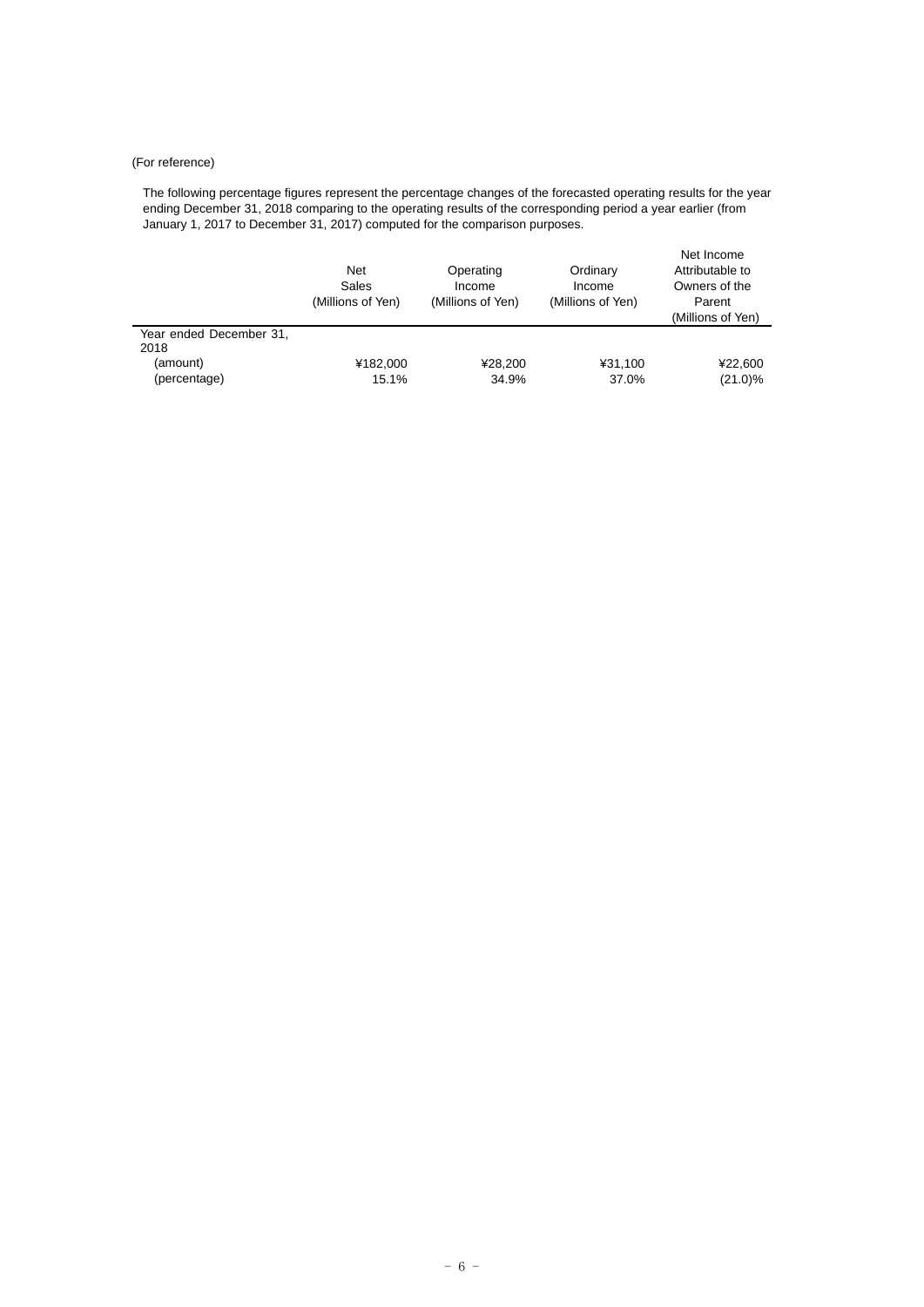(For reference)

The following percentage figures represent the percentage changes of the forecasted operating results for the year ending December 31, 2018 comparing to the operating results of the corresponding period a year earlier (from January 1, 2017 to December 31, 2017) computed for the comparison purposes.

| | Net Sales (Millions of Yen) | Operating Income (Millions of Yen) | Ordinary Income (Millions of Yen) | Net Income Attributable to Owners of the Parent (Millions of Yen) |
|---|---|---|---|---|
| Year ended December 31, 2018 | | | | |
| (amount) | ¥182,000 | ¥28,200 | ¥31,100 | ¥22,600 |
| (percentage) | 15.1% | 34.9% | 37.0% | (21.0)% |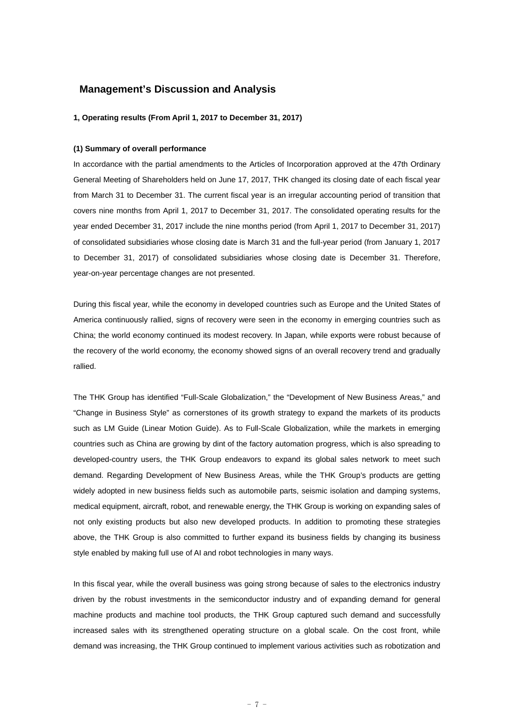## Management's Discussion and Analysis

**1, Operating results (From April 1, 2017 to December 31, 2017)**

**(1) Summary of overall performance**

In accordance with the partial amendments to the Articles of Incorporation approved at the 47th Ordinary General Meeting of Shareholders held on June 17, 2017, THK changed its closing date of each fiscal year from March 31 to December 31. The current fiscal year is an irregular accounting period of transition that covers nine months from April 1, 2017 to December 31, 2017. The consolidated operating results for the year ended December 31, 2017 include the nine months period (from April 1, 2017 to December 31, 2017) of consolidated subsidiaries whose closing date is March 31 and the full-year period (from January 1, 2017 to December 31, 2017) of consolidated subsidiaries whose closing date is December 31. Therefore, year-on-year percentage changes are not presented.

During this fiscal year, while the economy in developed countries such as Europe and the United States of America continuously rallied, signs of recovery were seen in the economy in emerging countries such as China; the world economy continued its modest recovery. In Japan, while exports were robust because of the recovery of the world economy, the economy showed signs of an overall recovery trend and gradually rallied.

The THK Group has identified "Full-Scale Globalization," the "Development of New Business Areas," and "Change in Business Style" as cornerstones of its growth strategy to expand the markets of its products such as LM Guide (Linear Motion Guide). As to Full-Scale Globalization, while the markets in emerging countries such as China are growing by dint of the factory automation progress, which is also spreading to developed-country users, the THK Group endeavors to expand its global sales network to meet such demand. Regarding Development of New Business Areas, while the THK Group's products are getting widely adopted in new business fields such as automobile parts, seismic isolation and damping systems, medical equipment, aircraft, robot, and renewable energy, the THK Group is working on expanding sales of not only existing products but also new developed products. In addition to promoting these strategies above, the THK Group is also committed to further expand its business fields by changing its business style enabled by making full use of AI and robot technologies in many ways.

In this fiscal year, while the overall business was going strong because of sales to the electronics industry driven by the robust investments in the semiconductor industry and of expanding demand for general machine products and machine tool products, the THK Group captured such demand and successfully increased sales with its strengthened operating structure on a global scale. On the cost front, while demand was increasing, the THK Group continued to implement various activities such as robotization and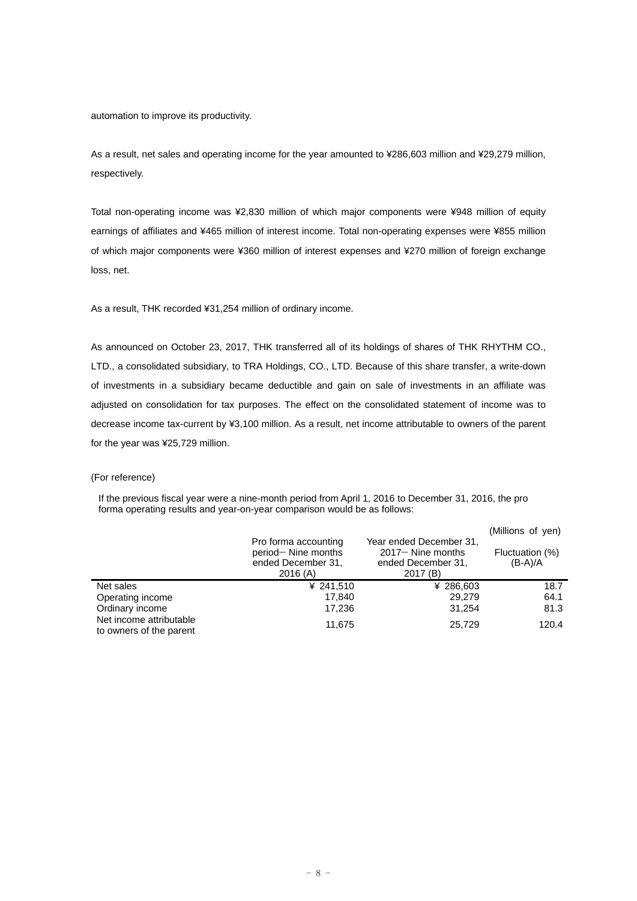automation to improve its productivity.

As a result, net sales and operating income for the year amounted to ¥286,603 million and ¥29,279 million, respectively.

Total non-operating income was ¥2,830 million of which major components were ¥948 million of equity earnings of affiliates and ¥465 million of interest income. Total non-operating expenses were ¥855 million of which major components were ¥360 million of interest expenses and ¥270 million of foreign exchange loss, net.

As a result, THK recorded ¥31,254 million of ordinary income.

As announced on October 23, 2017, THK transferred all of its holdings of shares of THK RHYTHM CO., LTD., a consolidated subsidiary, to TRA Holdings, CO., LTD. Because of this share transfer, a write-down of investments in a subsidiary became deductible and gain on sale of investments in an affiliate was adjusted on consolidation for tax purposes. The effect on the consolidated statement of income was to decrease income tax-current by ¥3,100 million. As a result, net income attributable to owners of the parent for the year was ¥25,729 million.

(For reference)

If the previous fiscal year were a nine-month period from April 1, 2016 to December 31, 2016, the pro forma operating results and year-on-year comparison would be as follows:

(Millions of yen)

| | Pro forma accounting period－Nine months ended December 31, 2016 (A) | Year ended December 31, 2017－Nine months ended December 31, 2017 (B) | Fluctuation (%) (B-A)/A |
|---|---|---|---|
| Net sales | ¥ 241,510 | ¥ 286,603 | 18.7 |
| Operating income | 17,840 | 29,279 | 64.1 |
| Ordinary income | 17,236 | 31,254 | 81.3 |
| Net income attributable to owners of the parent | 11,675 | 25,729 | 120.4 |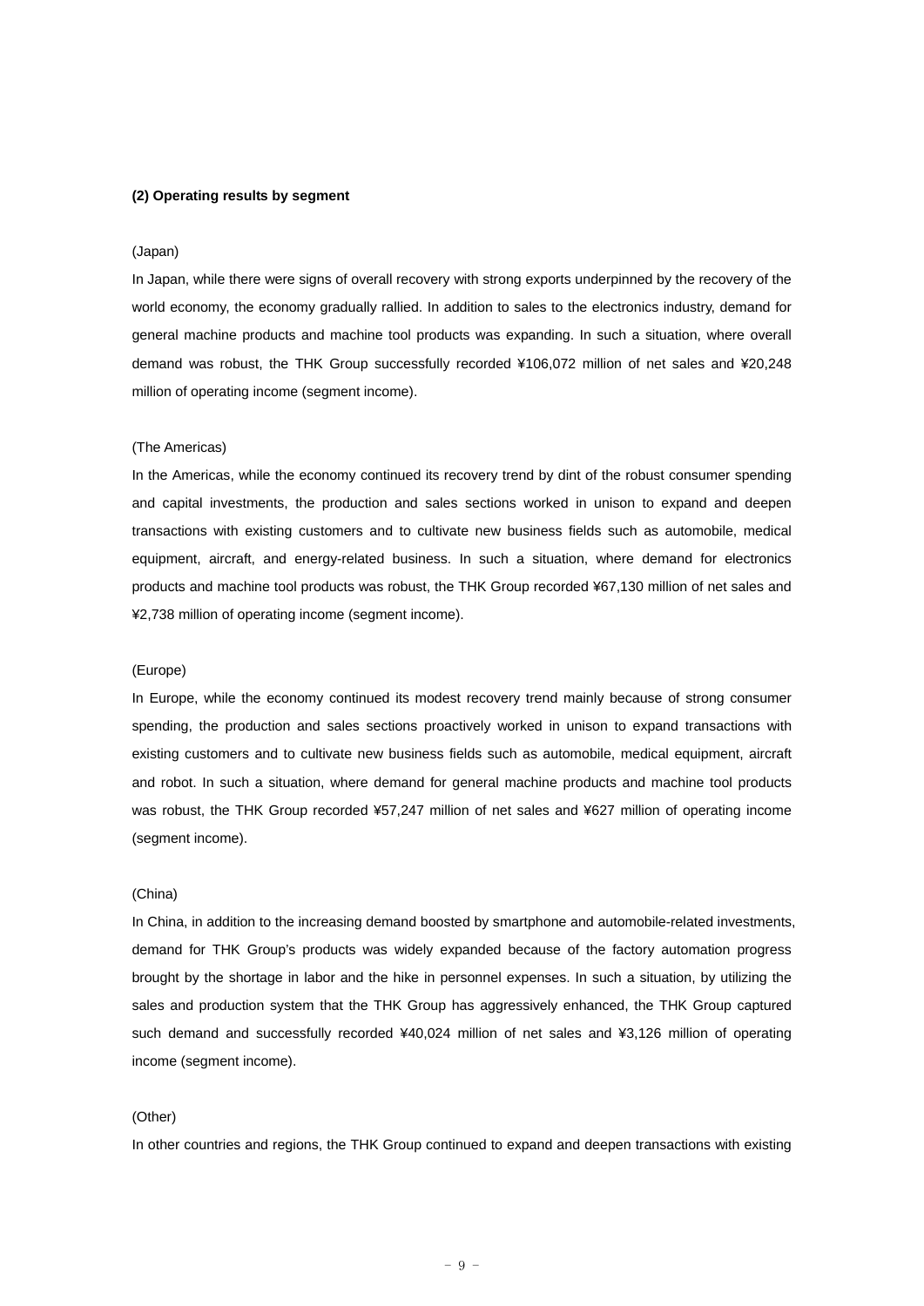**(2) Operating results by segment**

(Japan)

In Japan, while there were signs of overall recovery with strong exports underpinned by the recovery of the world economy, the economy gradually rallied. In addition to sales to the electronics industry, demand for general machine products and machine tool products was expanding. In such a situation, where overall demand was robust, the THK Group successfully recorded ¥106,072 million of net sales and ¥20,248 million of operating income (segment income).

(The Americas)

In the Americas, while the economy continued its recovery trend by dint of the robust consumer spending and capital investments, the production and sales sections worked in unison to expand and deepen transactions with existing customers and to cultivate new business fields such as automobile, medical equipment, aircraft, and energy-related business. In such a situation, where demand for electronics products and machine tool products was robust, the THK Group recorded ¥67,130 million of net sales and ¥2,738 million of operating income (segment income).

(Europe)

In Europe, while the economy continued its modest recovery trend mainly because of strong consumer spending, the production and sales sections proactively worked in unison to expand transactions with existing customers and to cultivate new business fields such as automobile, medical equipment, aircraft and robot. In such a situation, where demand for general machine products and machine tool products was robust, the THK Group recorded ¥57,247 million of net sales and ¥627 million of operating income (segment income).

(China)

In China, in addition to the increasing demand boosted by smartphone and automobile-related investments, demand for THK Group's products was widely expanded because of the factory automation progress brought by the shortage in labor and the hike in personnel expenses. In such a situation, by utilizing the sales and production system that the THK Group has aggressively enhanced, the THK Group captured such demand and successfully recorded ¥40,024 million of net sales and ¥3,126 million of operating income (segment income).

(Other)

In other countries and regions, the THK Group continued to expand and deepen transactions with existing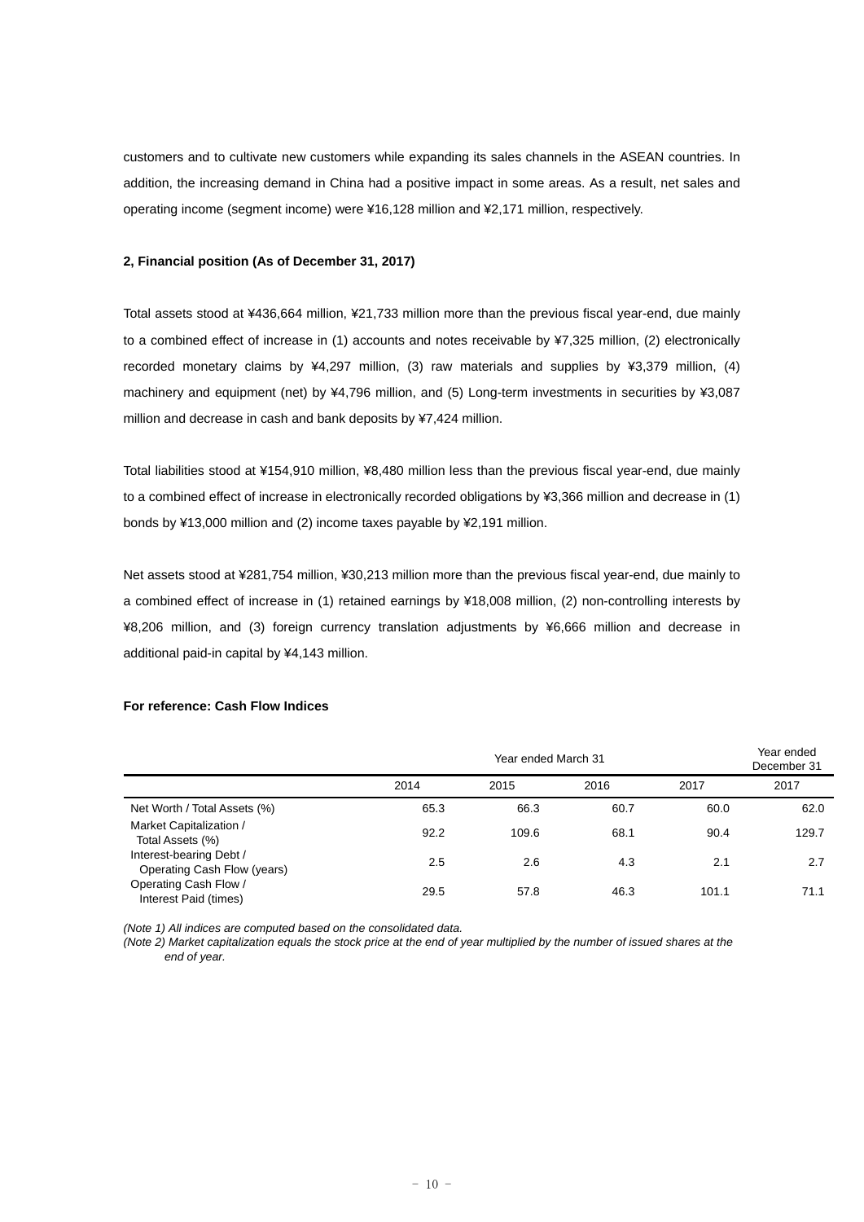customers and to cultivate new customers while expanding its sales channels in the ASEAN countries. In addition, the increasing demand in China had a positive impact in some areas. As a result, net sales and operating income (segment income) were ¥16,128 million and ¥2,171 million, respectively.

**2, Financial position (As of December 31, 2017)**

Total assets stood at ¥436,664 million, ¥21,733 million more than the previous fiscal year-end, due mainly to a combined effect of increase in (1) accounts and notes receivable by ¥7,325 million, (2) electronically recorded monetary claims by ¥4,297 million, (3) raw materials and supplies by ¥3,379 million, (4) machinery and equipment (net) by ¥4,796 million, and (5) Long-term investments in securities by ¥3,087 million and decrease in cash and bank deposits by ¥7,424 million.

Total liabilities stood at ¥154,910 million, ¥8,480 million less than the previous fiscal year-end, due mainly to a combined effect of increase in electronically recorded obligations by ¥3,366 million and decrease in (1) bonds by ¥13,000 million and (2) income taxes payable by ¥2,191 million.

Net assets stood at ¥281,754 million, ¥30,213 million more than the previous fiscal year-end, due mainly to a combined effect of increase in (1) retained earnings by ¥18,008 million, (2) non-controlling interests by ¥8,206 million, and (3) foreign currency translation adjustments by ¥6,666 million and decrease in additional paid-in capital by ¥4,143 million.

**For reference: Cash Flow Indices**

| | Year ended March 31 | | | | Year ended December 31 |
|---|---|---|---|---|---|
| | 2014 | 2015 | 2016 | 2017 | 2017 |
| Net Worth / Total Assets (%) | 65.3 | 66.3 | 60.7 | 60.0 | 62.0 |
| Market Capitalization / Total Assets (%) | 92.2 | 109.6 | 68.1 | 90.4 | 129.7 |
| Interest-bearing Debt / Operating Cash Flow (years) | 2.5 | 2.6 | 4.3 | 2.1 | 2.7 |
| Operating Cash Flow / Interest Paid (times) | 29.5 | 57.8 | 46.3 | 101.1 | 71.1 |

*(Note 1) All indices are computed based on the consolidated data.*

*(Note 2) Market capitalization equals the stock price at the end of year multiplied by the number of issued shares at the end of year.*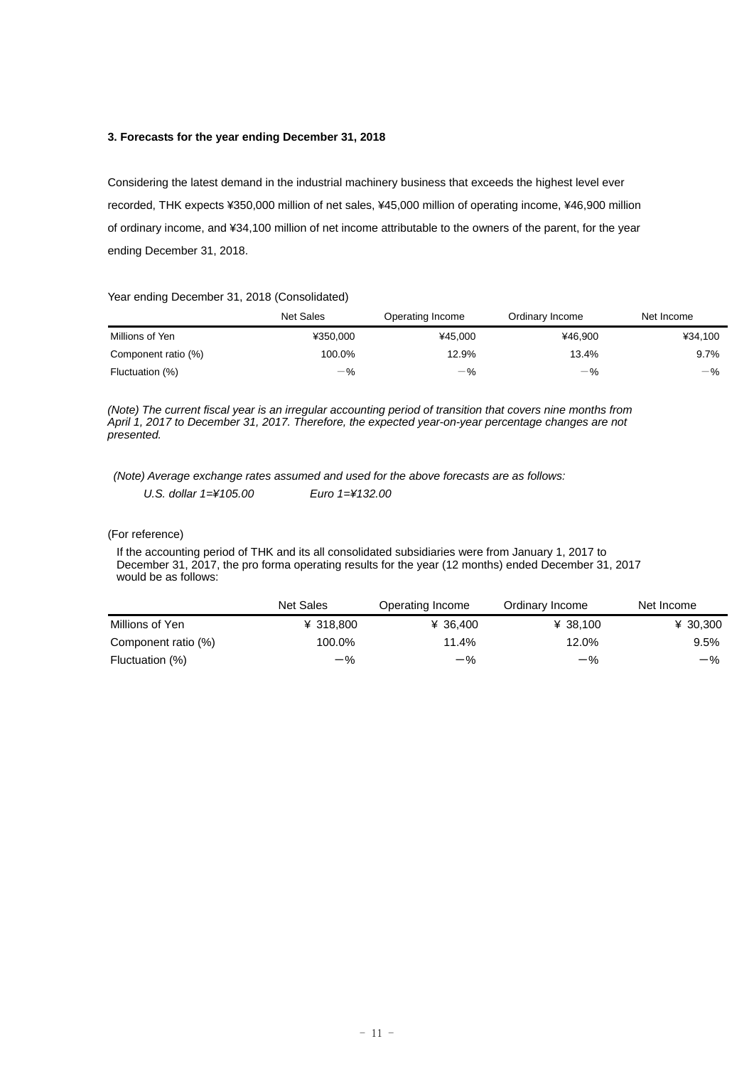### 3. Forecasts for the year ending December 31, 2018

Considering the latest demand in the industrial machinery business that exceeds the highest level ever recorded, THK expects ¥350,000 million of net sales, ¥45,000 million of operating income, ¥46,900 million of ordinary income, and ¥34,100 million of net income attributable to the owners of the parent, for the year ending December 31, 2018.

Year ending December 31, 2018 (Consolidated)

| | Net Sales | Operating Income | Ordinary Income | Net Income |
|---|---|---|---|---|
| Millions of Yen | ¥350,000 | ¥45,000 | ¥46,900 | ¥34,100 |
| Component ratio (%) | 100.0% | 12.9% | 13.4% | 9.7% |
| Fluctuation (%) | －% | －% | －% | －% |

*(Note) The current fiscal year is an irregular accounting period of transition that covers nine months from April 1, 2017 to December 31, 2017. Therefore, the expected year-on-year percentage changes are not presented.*

*(Note) Average exchange rates assumed and used for the above forecasts are as follows:*

*U.S. dollar 1=¥105.00　　Euro 1=¥132.00*

(For reference)

If the accounting period of THK and its all consolidated subsidiaries were from January 1, 2017 to December 31, 2017, the pro forma operating results for the year (12 months) ended December 31, 2017 would be as follows:

| | Net Sales | Operating Income | Ordinary Income | Net Income |
|---|---|---|---|---|
| Millions of Yen | ¥ 318,800 | ¥ 36,400 | ¥ 38,100 | ¥ 30,300 |
| Component ratio (%) | 100.0% | 11.4% | 12.0% | 9.5% |
| Fluctuation (%) | －% | －% | －% | －% |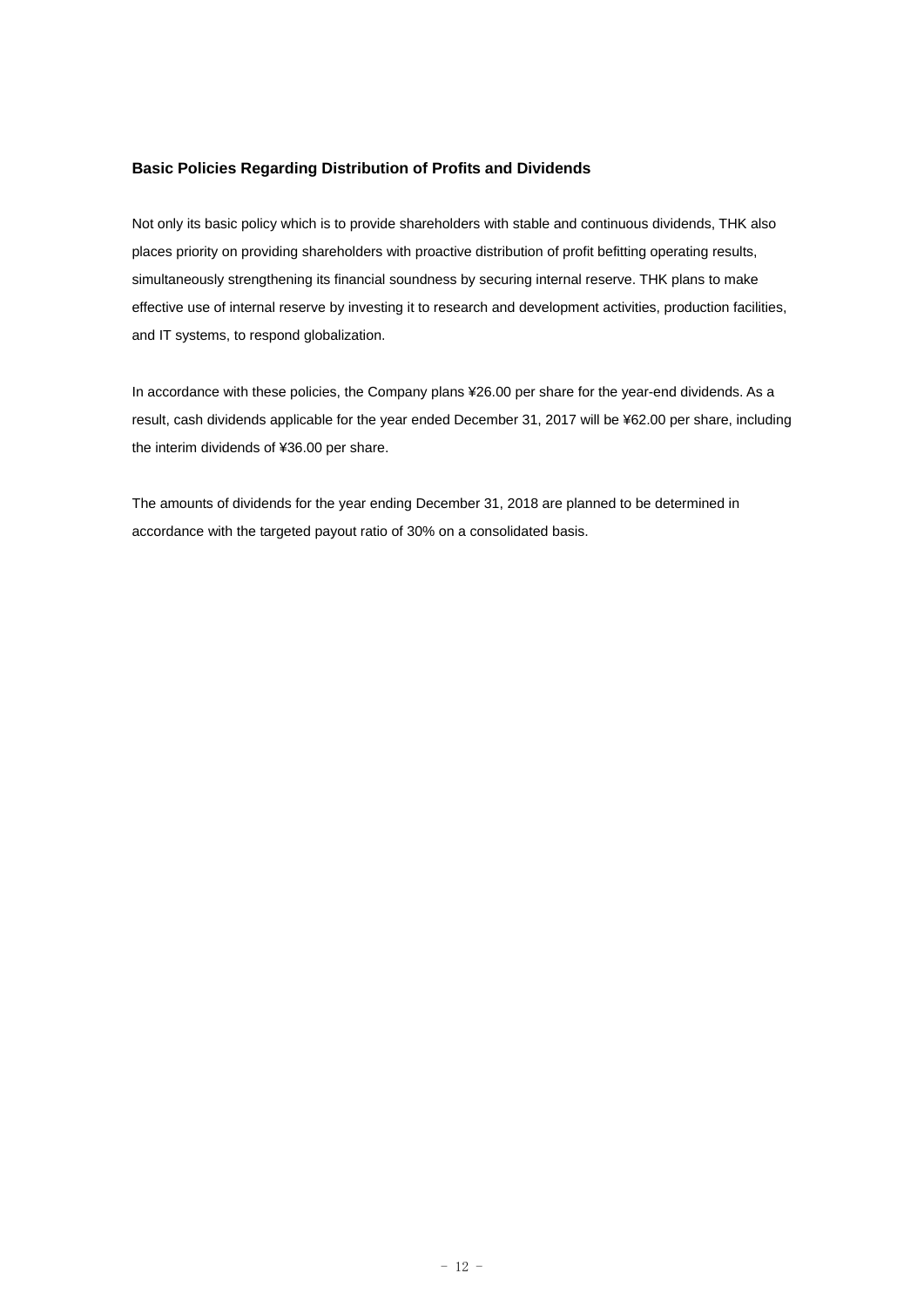## Basic Policies Regarding Distribution of Profits and Dividends

Not only its basic policy which is to provide shareholders with stable and continuous dividends, THK also places priority on providing shareholders with proactive distribution of profit befitting operating results, simultaneously strengthening its financial soundness by securing internal reserve. THK plans to make effective use of internal reserve by investing it to research and development activities, production facilities, and IT systems, to respond globalization.

In accordance with these policies, the Company plans ¥26.00 per share for the year-end dividends. As a result, cash dividends applicable for the year ended December 31, 2017 will be ¥62.00 per share, including the interim dividends of ¥36.00 per share.

The amounts of dividends for the year ending December 31, 2018 are planned to be determined in accordance with the targeted payout ratio of 30% on a consolidated basis.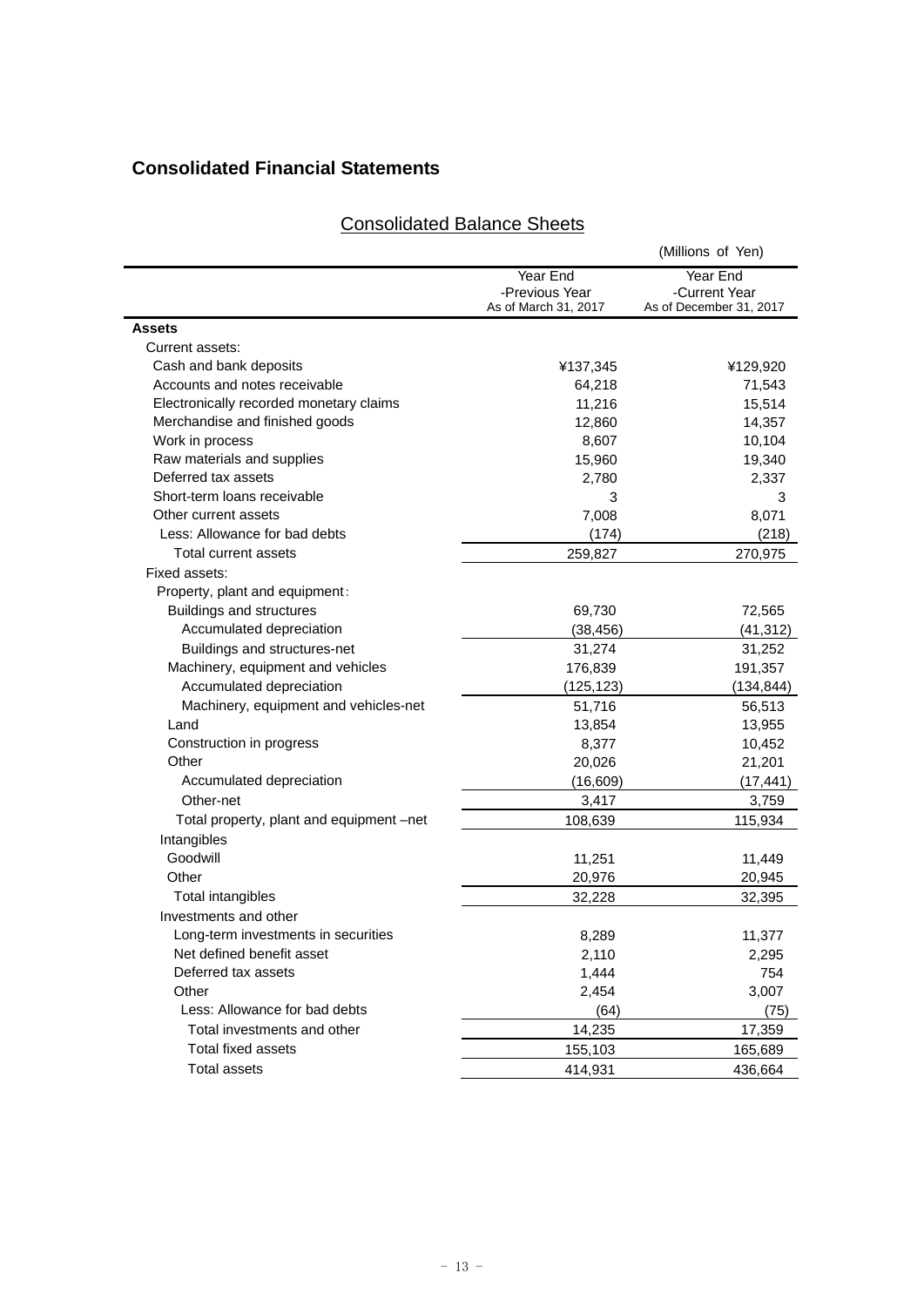# Consolidated Financial Statements

## Consolidated Balance Sheets

(Millions of Yen)

| | Year End -Previous Year As of March 31, 2017 | Year End -Current Year As of December 31, 2017 |
|---|---|---|
| **Assets** | | |
| Current assets: | | |
| Cash and bank deposits | ¥137,345 | ¥129,920 |
| Accounts and notes receivable | 64,218 | 71,543 |
| Electronically recorded monetary claims | 11,216 | 15,514 |
| Merchandise and finished goods | 12,860 | 14,357 |
| Work in process | 8,607 | 10,104 |
| Raw materials and supplies | 15,960 | 19,340 |
| Deferred tax assets | 2,780 | 2,337 |
| Short-term loans receivable | 3 | 3 |
| Other current assets | 7,008 | 8,071 |
| Less: Allowance for bad debts | (174) | (218) |
| Total current assets | 259,827 | 270,975 |
| Fixed assets: | | |
| Property, plant and equipment: | | |
| Buildings and structures | 69,730 | 72,565 |
| Accumulated depreciation | (38,456) | (41,312) |
| Buildings and structures-net | 31,274 | 31,252 |
| Machinery, equipment and vehicles | 176,839 | 191,357 |
| Accumulated depreciation | (125,123) | (134,844) |
| Machinery, equipment and vehicles-net | 51,716 | 56,513 |
| Land | 13,854 | 13,955 |
| Construction in progress | 8,377 | 10,452 |
| Other | 20,026 | 21,201 |
| Accumulated depreciation | (16,609) | (17,441) |
| Other-net | 3,417 | 3,759 |
| Total property, plant and equipment –net | 108,639 | 115,934 |
| Intangibles | | |
| Goodwill | 11,251 | 11,449 |
| Other | 20,976 | 20,945 |
| Total intangibles | 32,228 | 32,395 |
| Investments and other | | |
| Long-term investments in securities | 8,289 | 11,377 |
| Net defined benefit asset | 2,110 | 2,295 |
| Deferred tax assets | 1,444 | 754 |
| Other | 2,454 | 3,007 |
| Less: Allowance for bad debts | (64) | (75) |
| Total investments and other | 14,235 | 17,359 |
| Total fixed assets | 155,103 | 165,689 |
| Total assets | 414,931 | 436,664 |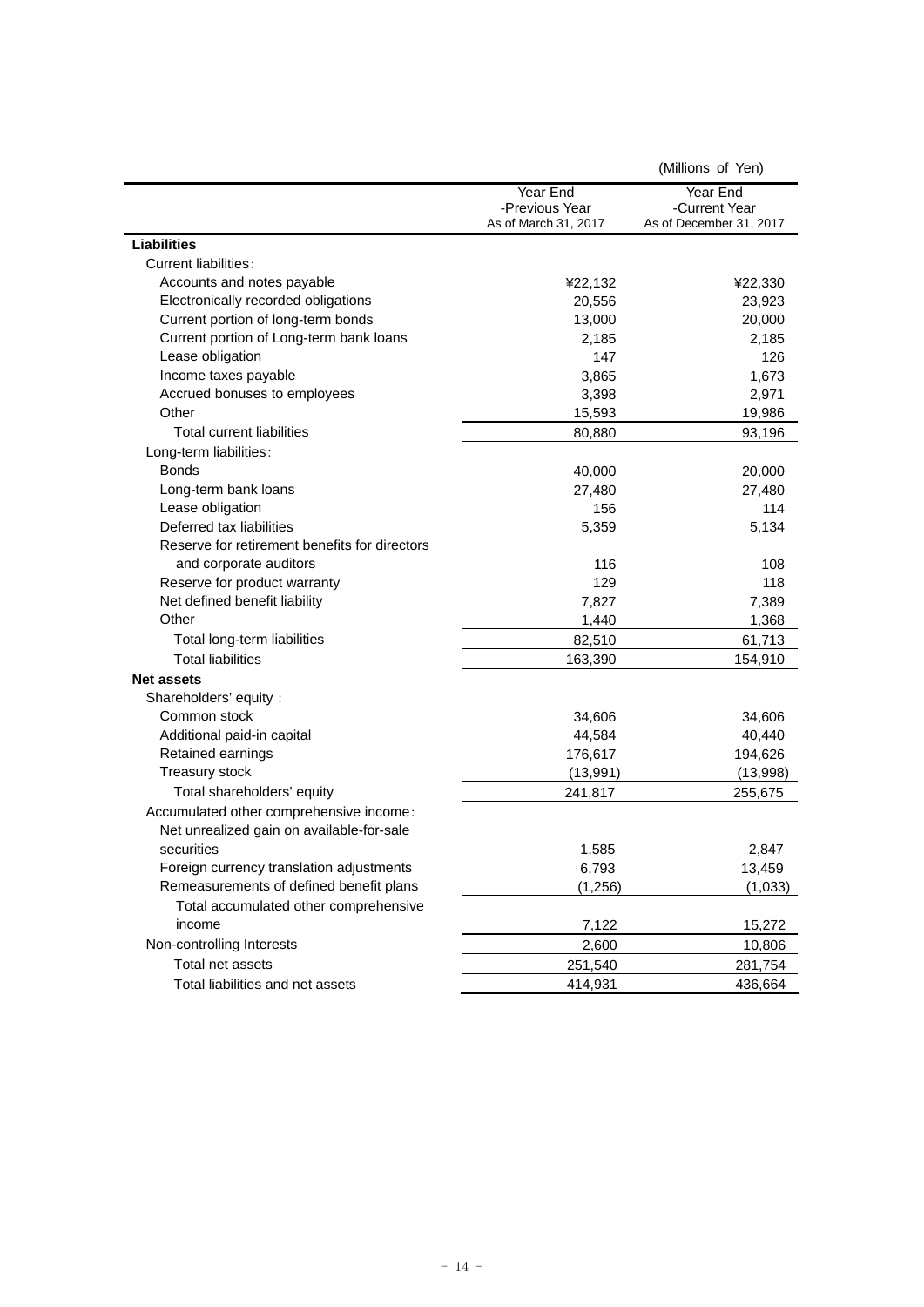(Millions of Yen)

| | Year End -Previous Year As of March 31, 2017 | Year End -Current Year As of December 31, 2017 |
|---|---|---|
| **Liabilities** | | |
| Current liabilities: | | |
| Accounts and notes payable | ¥22,132 | ¥22,330 |
| Electronically recorded obligations | 20,556 | 23,923 |
| Current portion of long-term bonds | 13,000 | 20,000 |
| Current portion of Long-term bank loans | 2,185 | 2,185 |
| Lease obligation | 147 | 126 |
| Income taxes payable | 3,865 | 1,673 |
| Accrued bonuses to employees | 3,398 | 2,971 |
| Other | 15,593 | 19,986 |
| Total current liabilities | 80,880 | 93,196 |
| Long-term liabilities: | | |
| Bonds | 40,000 | 20,000 |
| Long-term bank loans | 27,480 | 27,480 |
| Lease obligation | 156 | 114 |
| Deferred tax liabilities | 5,359 | 5,134 |
| Reserve for retirement benefits for directors and corporate auditors | 116 | 108 |
| Reserve for product warranty | 129 | 118 |
| Net defined benefit liability | 7,827 | 7,389 |
| Other | 1,440 | 1,368 |
| Total long-term liabilities | 82,510 | 61,713 |
| Total liabilities | 163,390 | 154,910 |
| **Net assets** | | |
| Shareholders' equity : | | |
| Common stock | 34,606 | 34,606 |
| Additional paid-in capital | 44,584 | 40,440 |
| Retained earnings | 176,617 | 194,626 |
| Treasury stock | (13,991) | (13,998) |
| Total shareholders' equity | 241,817 | 255,675 |
| Accumulated other comprehensive income: | | |
| Net unrealized gain on available-for-sale securities | 1,585 | 2,847 |
| Foreign currency translation adjustments | 6,793 | 13,459 |
| Remeasurements of defined benefit plans | (1,256) | (1,033) |
| Total accumulated other comprehensive income | 7,122 | 15,272 |
| Non-controlling Interests | 2,600 | 10,806 |
| Total net assets | 251,540 | 281,754 |
| Total liabilities and net assets | 414,931 | 436,664 |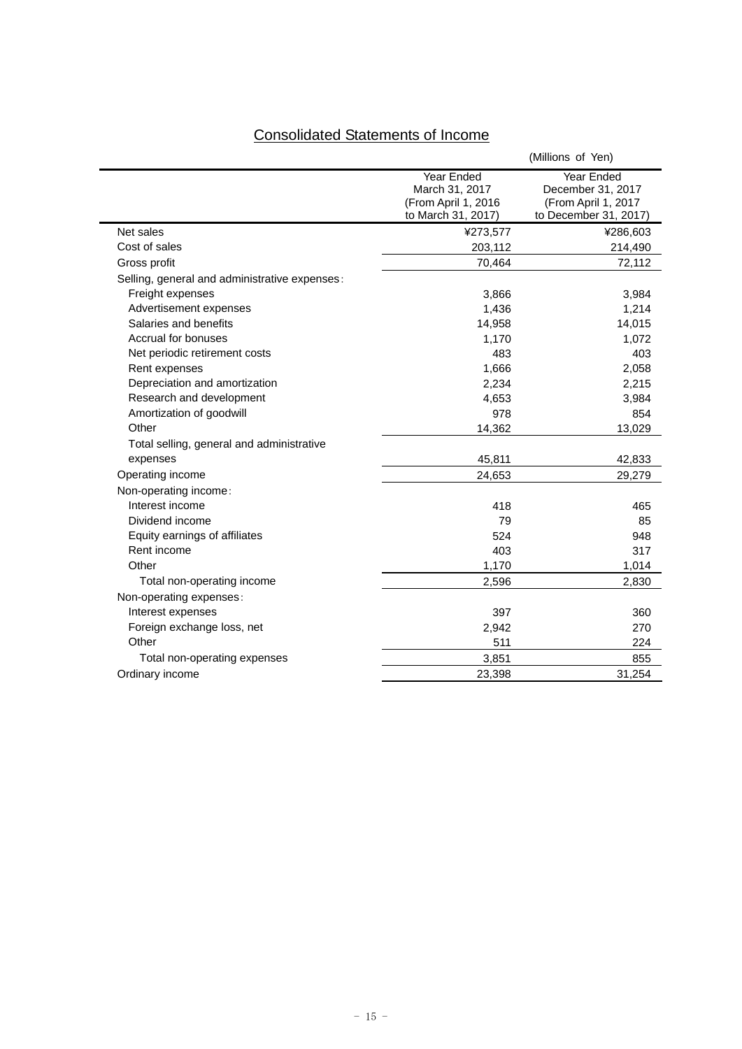## Consolidated Statements of Income

(Millions of Yen)

| | Year Ended March 31, 2017 (From April 1, 2016 to March 31, 2017) | Year Ended December 31, 2017 (From April 1, 2017 to December 31, 2017) |
|---|---|---|
| Net sales | ¥273,577 | ¥286,603 |
| Cost of sales | 203,112 | 214,490 |
| Gross profit | 70,464 | 72,112 |
| Selling, general and administrative expenses: | | |
| Freight expenses | 3,866 | 3,984 |
| Advertisement expenses | 1,436 | 1,214 |
| Salaries and benefits | 14,958 | 14,015 |
| Accrual for bonuses | 1,170 | 1,072 |
| Net periodic retirement costs | 483 | 403 |
| Rent expenses | 1,666 | 2,058 |
| Depreciation and amortization | 2,234 | 2,215 |
| Research and development | 4,653 | 3,984 |
| Amortization of goodwill | 978 | 854 |
| Other | 14,362 | 13,029 |
| Total selling, general and administrative expenses | 45,811 | 42,833 |
| Operating income | 24,653 | 29,279 |
| Non-operating income: | | |
| Interest income | 418 | 465 |
| Dividend income | 79 | 85 |
| Equity earnings of affiliates | 524 | 948 |
| Rent income | 403 | 317 |
| Other | 1,170 | 1,014 |
| Total non-operating income | 2,596 | 2,830 |
| Non-operating expenses: | | |
| Interest expenses | 397 | 360 |
| Foreign exchange loss, net | 2,942 | 270 |
| Other | 511 | 224 |
| Total non-operating expenses | 3,851 | 855 |
| Ordinary income | 23,398 | 31,254 |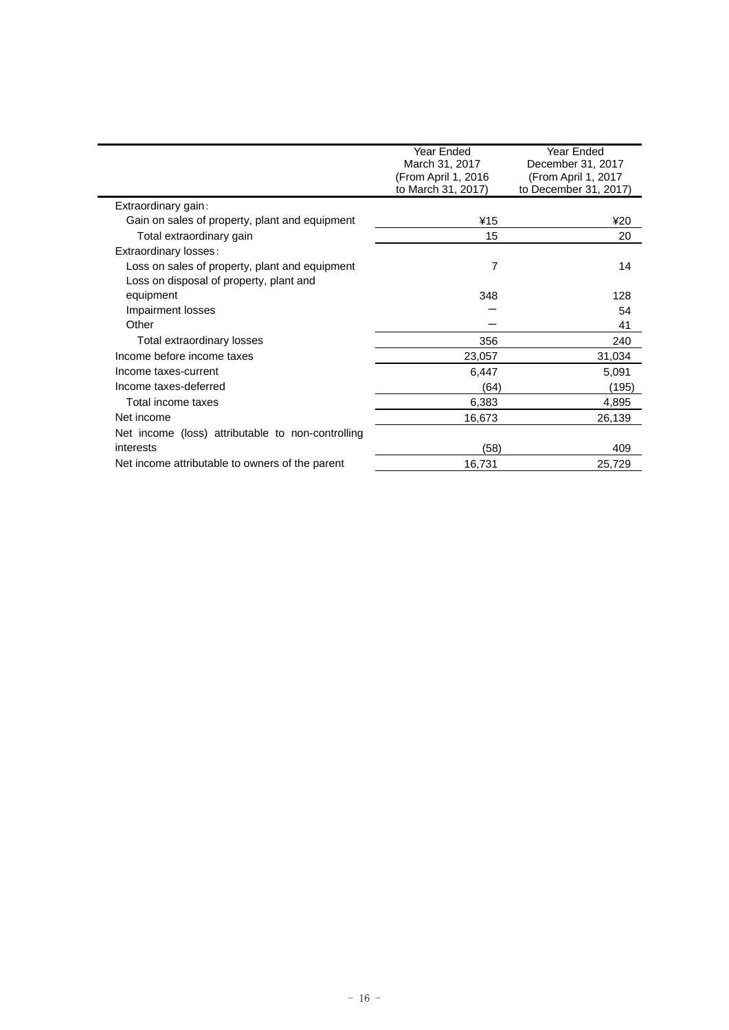| | Year Ended March 31, 2017 (From April 1, 2016 to March 31, 2017) | Year Ended December 31, 2017 (From April 1, 2017 to December 31, 2017) |
|---|---|---|
| Extraordinary gain: | | |
| Gain on sales of property, plant and equipment | ¥15 | ¥20 |
| Total extraordinary gain | 15 | 20 |
| Extraordinary losses: | | |
| Loss on sales of property, plant and equipment | 7 | 14 |
| Loss on disposal of property, plant and equipment | 348 | 128 |
| Impairment losses | ― | 54 |
| Other | ― | 41 |
| Total extraordinary losses | 356 | 240 |
| Income before income taxes | 23,057 | 31,034 |
| Income taxes-current | 6,447 | 5,091 |
| Income taxes-deferred | (64) | (195) |
| Total income taxes | 6,383 | 4,895 |
| Net income | 16,673 | 26,139 |
| Net income (loss) attributable to non-controlling interests | (58) | 409 |
| Net income attributable to owners of the parent | 16,731 | 25,729 |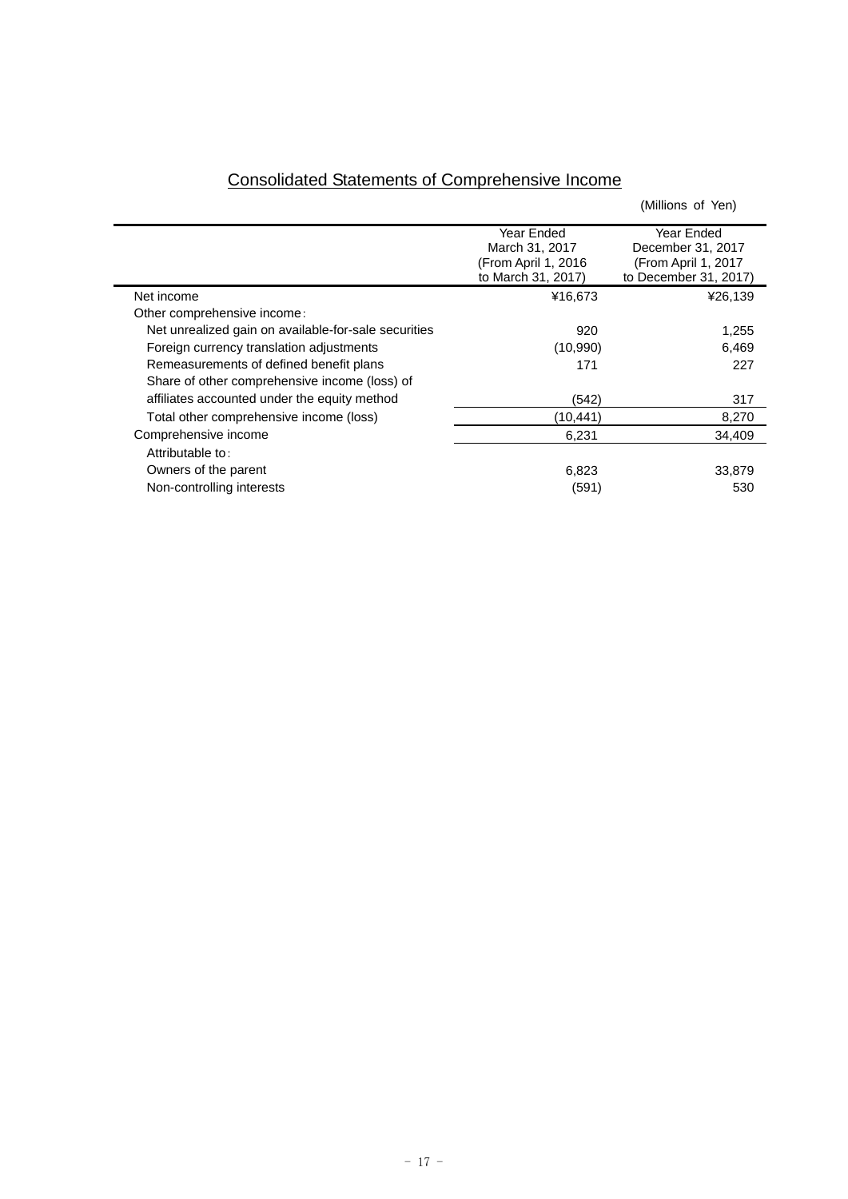## Consolidated Statements of Comprehensive Income

(Millions of Yen)

| | Year Ended March 31, 2017 (From April 1, 2016 to March 31, 2017) | Year Ended December 31, 2017 (From April 1, 2017 to December 31, 2017) |
|---|---|---|
| Net income | ¥16,673 | ¥26,139 |
| Other comprehensive income: | | |
| Net unrealized gain on available-for-sale securities | 920 | 1,255 |
| Foreign currency translation adjustments | (10,990) | 6,469 |
| Remeasurements of defined benefit plans | 171 | 227 |
| Share of other comprehensive income (loss) of affiliates accounted under the equity method | (542) | 317 |
| Total other comprehensive income (loss) | (10,441) | 8,270 |
| Comprehensive income | 6,231 | 34,409 |
| Attributable to: | | |
| Owners of the parent | 6,823 | 33,879 |
| Non-controlling interests | (591) | 530 |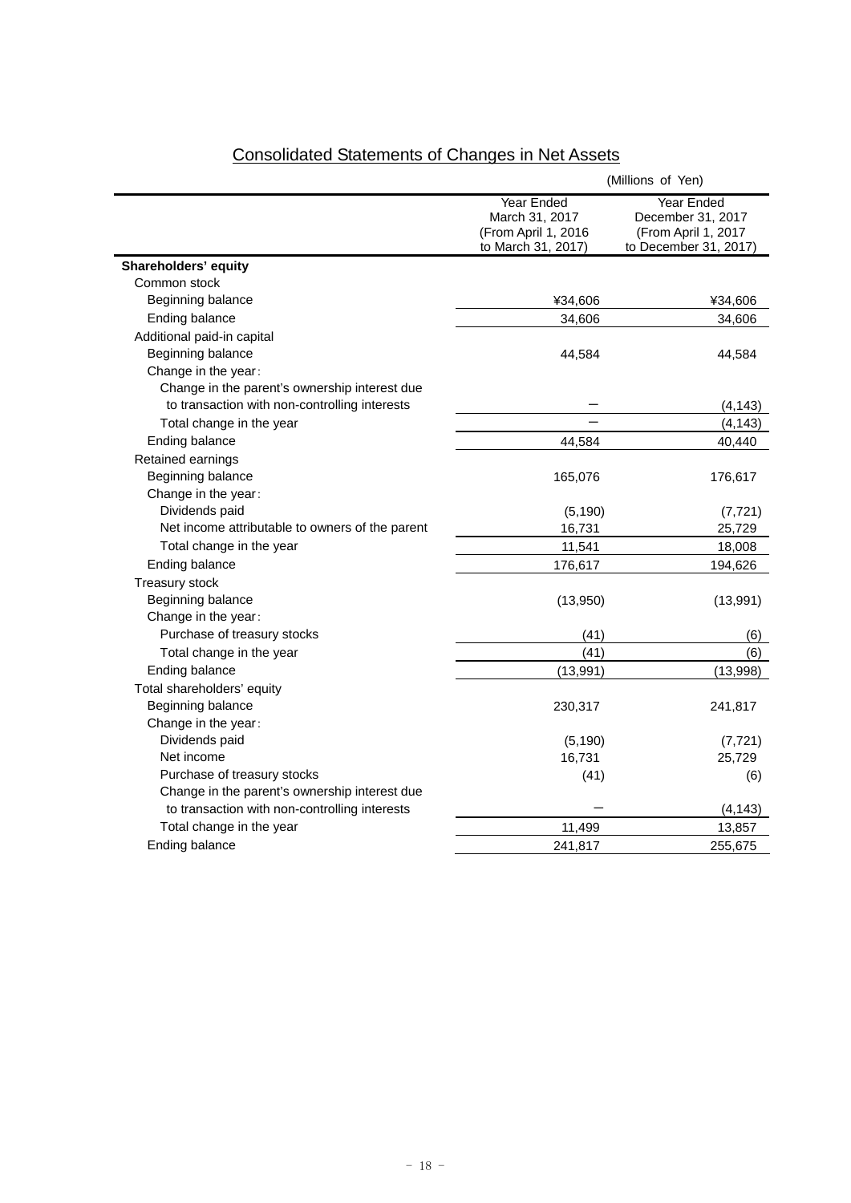# Consolidated Statements of Changes in Net Assets

(Millions of Yen)

| | Year Ended March 31, 2017 (From April 1, 2016 to March 31, 2017) | Year Ended December 31, 2017 (From April 1, 2017 to December 31, 2017) |
|---|---|---|
| **Shareholders' equity** | | |
| Common stock | | |
| Beginning balance | ¥34,606 | ¥34,606 |
| Ending balance | 34,606 | 34,606 |
| Additional paid-in capital | | |
| Beginning balance | 44,584 | 44,584 |
| Change in the year: | | |
| Change in the parent's ownership interest due to transaction with non-controlling interests | ― | (4,143) |
| Total change in the year | ― | (4,143) |
| Ending balance | 44,584 | 40,440 |
| Retained earnings | | |
| Beginning balance | 165,076 | 176,617 |
| Change in the year: | | |
| Dividends paid | (5,190) | (7,721) |
| Net income attributable to owners of the parent | 16,731 | 25,729 |
| Total change in the year | 11,541 | 18,008 |
| Ending balance | 176,617 | 194,626 |
| Treasury stock | | |
| Beginning balance | (13,950) | (13,991) |
| Change in the year: | | |
| Purchase of treasury stocks | (41) | (6) |
| Total change in the year | (41) | (6) |
| Ending balance | (13,991) | (13,998) |
| Total shareholders' equity | | |
| Beginning balance | 230,317 | 241,817 |
| Change in the year: | | |
| Dividends paid | (5,190) | (7,721) |
| Net income | 16,731 | 25,729 |
| Purchase of treasury stocks | (41) | (6) |
| Change in the parent's ownership interest due to transaction with non-controlling interests | ― | (4,143) |
| Total change in the year | 11,499 | 13,857 |
| Ending balance | 241,817 | 255,675 |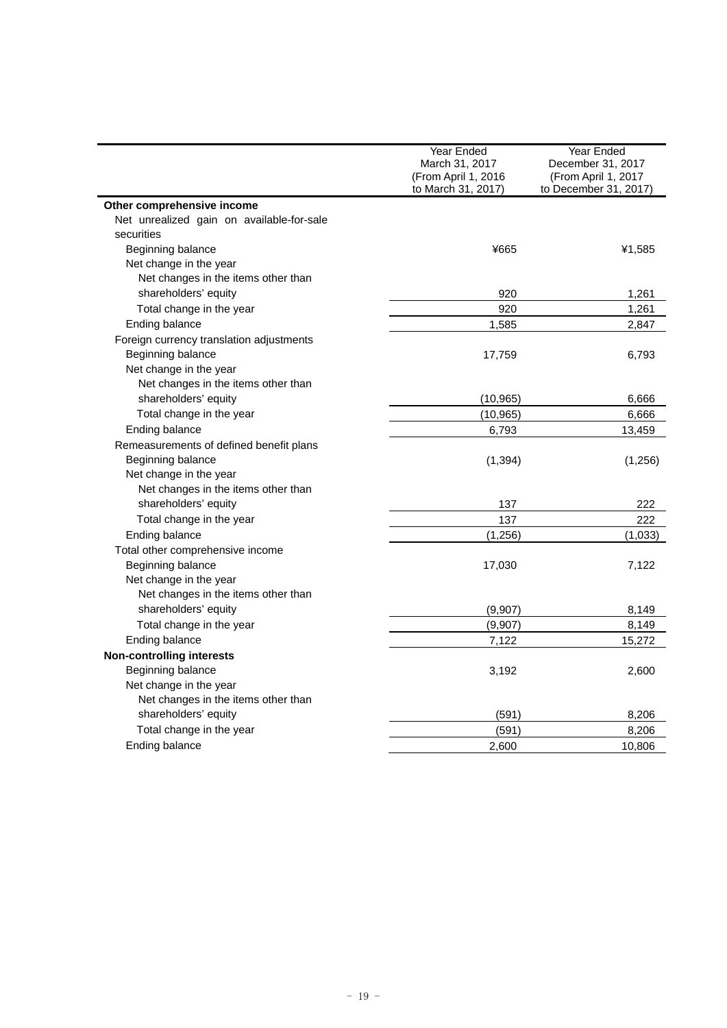| | Year Ended March 31, 2017 (From April 1, 2016 to March 31, 2017) | Year Ended December 31, 2017 (From April 1, 2017 to December 31, 2017) |
|---|---|---|
| **Other comprehensive income** | | |
| Net unrealized gain on available-for-sale securities | | |
| Beginning balance | ¥665 | ¥1,585 |
| Net change in the year | | |
| Net changes in the items other than shareholders' equity | 920 | 1,261 |
| Total change in the year | 920 | 1,261 |
| Ending balance | 1,585 | 2,847 |
| Foreign currency translation adjustments | | |
| Beginning balance | 17,759 | 6,793 |
| Net change in the year | | |
| Net changes in the items other than shareholders' equity | (10,965) | 6,666 |
| Total change in the year | (10,965) | 6,666 |
| Ending balance | 6,793 | 13,459 |
| Remeasurements of defined benefit plans | | |
| Beginning balance | (1,394) | (1,256) |
| Net change in the year | | |
| Net changes in the items other than shareholders' equity | 137 | 222 |
| Total change in the year | 137 | 222 |
| Ending balance | (1,256) | (1,033) |
| Total other comprehensive income | | |
| Beginning balance | 17,030 | 7,122 |
| Net change in the year | | |
| Net changes in the items other than shareholders' equity | (9,907) | 8,149 |
| Total change in the year | (9,907) | 8,149 |
| Ending balance | 7,122 | 15,272 |
| **Non-controlling interests** | | |
| Beginning balance | 3,192 | 2,600 |
| Net change in the year | | |
| Net changes in the items other than shareholders' equity | (591) | 8,206 |
| Total change in the year | (591) | 8,206 |
| Ending balance | 2,600 | 10,806 |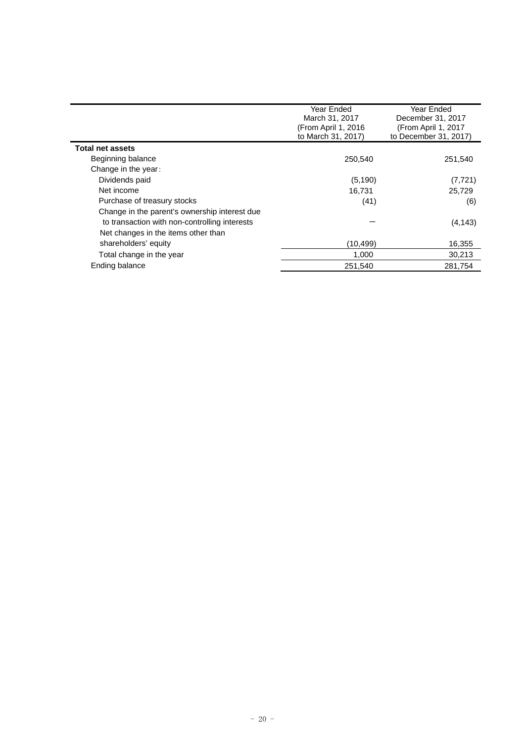| | Year Ended March 31, 2017 (From April 1, 2016 to March 31, 2017) | Year Ended December 31, 2017 (From April 1, 2017 to December 31, 2017) |
|---|---|---|
| **Total net assets** | | |
| Beginning balance | 250,540 | 251,540 |
| Change in the year: | | |
| Dividends paid | (5,190) | (7,721) |
| Net income | 16,731 | 25,729 |
| Purchase of treasury stocks | (41) | (6) |
| Change in the parent's ownership interest due to transaction with non-controlling interests | — | (4,143) |
| Net changes in the items other than shareholders' equity | (10,499) | 16,355 |
| Total change in the year | 1,000 | 30,213 |
| Ending balance | 251,540 | 281,754 |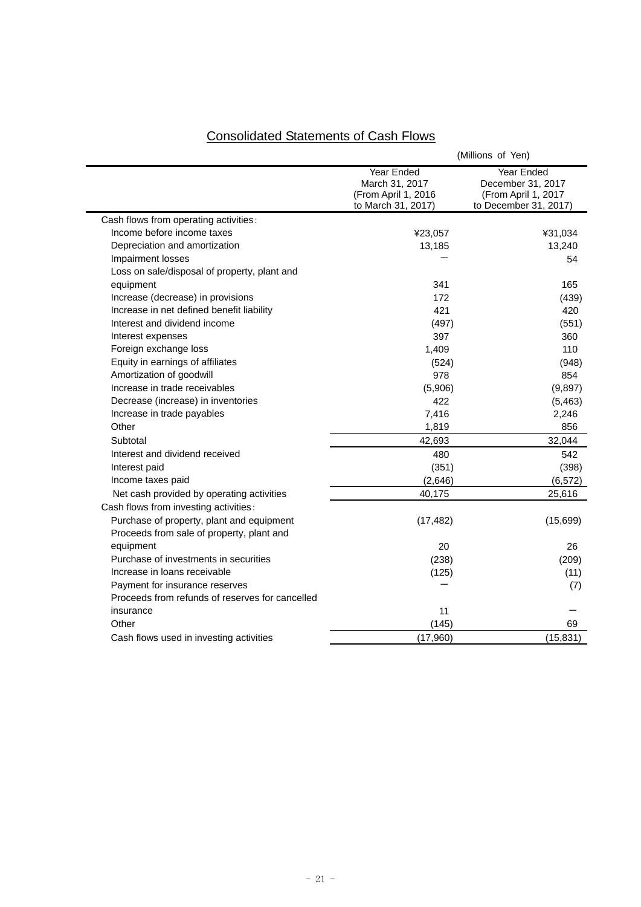## Consolidated Statements of Cash Flows

(Millions of Yen)

| | Year Ended March 31, 2017 (From April 1, 2016 to March 31, 2017) | Year Ended December 31, 2017 (From April 1, 2017 to December 31, 2017) |
|---|---|---|
| Cash flows from operating activities: | | |
| Income before income taxes | ¥23,057 | ¥31,034 |
| Depreciation and amortization | 13,185 | 13,240 |
| Impairment losses | − | 54 |
| Loss on sale/disposal of property, plant and equipment | 341 | 165 |
| Increase (decrease) in provisions | 172 | (439) |
| Increase in net defined benefit liability | 421 | 420 |
| Interest and dividend income | (497) | (551) |
| Interest expenses | 397 | 360 |
| Foreign exchange loss | 1,409 | 110 |
| Equity in earnings of affiliates | (524) | (948) |
| Amortization of goodwill | 978 | 854 |
| Increase in trade receivables | (5,906) | (9,897) |
| Decrease (increase) in inventories | 422 | (5,463) |
| Increase in trade payables | 7,416 | 2,246 |
| Other | 1,819 | 856 |
| Subtotal | 42,693 | 32,044 |
| Interest and dividend received | 480 | 542 |
| Interest paid | (351) | (398) |
| Income taxes paid | (2,646) | (6,572) |
| Net cash provided by operating activities | 40,175 | 25,616 |
| Cash flows from investing activities: | | |
| Purchase of property, plant and equipment | (17,482) | (15,699) |
| Proceeds from sale of property, plant and equipment | 20 | 26 |
| Purchase of investments in securities | (238) | (209) |
| Increase in loans receivable | (125) | (11) |
| Payment for insurance reserves | − | (7) |
| Proceeds from refunds of reserves for cancelled insurance | 11 | − |
| Other | (145) | 69 |
| Cash flows used in investing activities | (17,960) | (15,831) |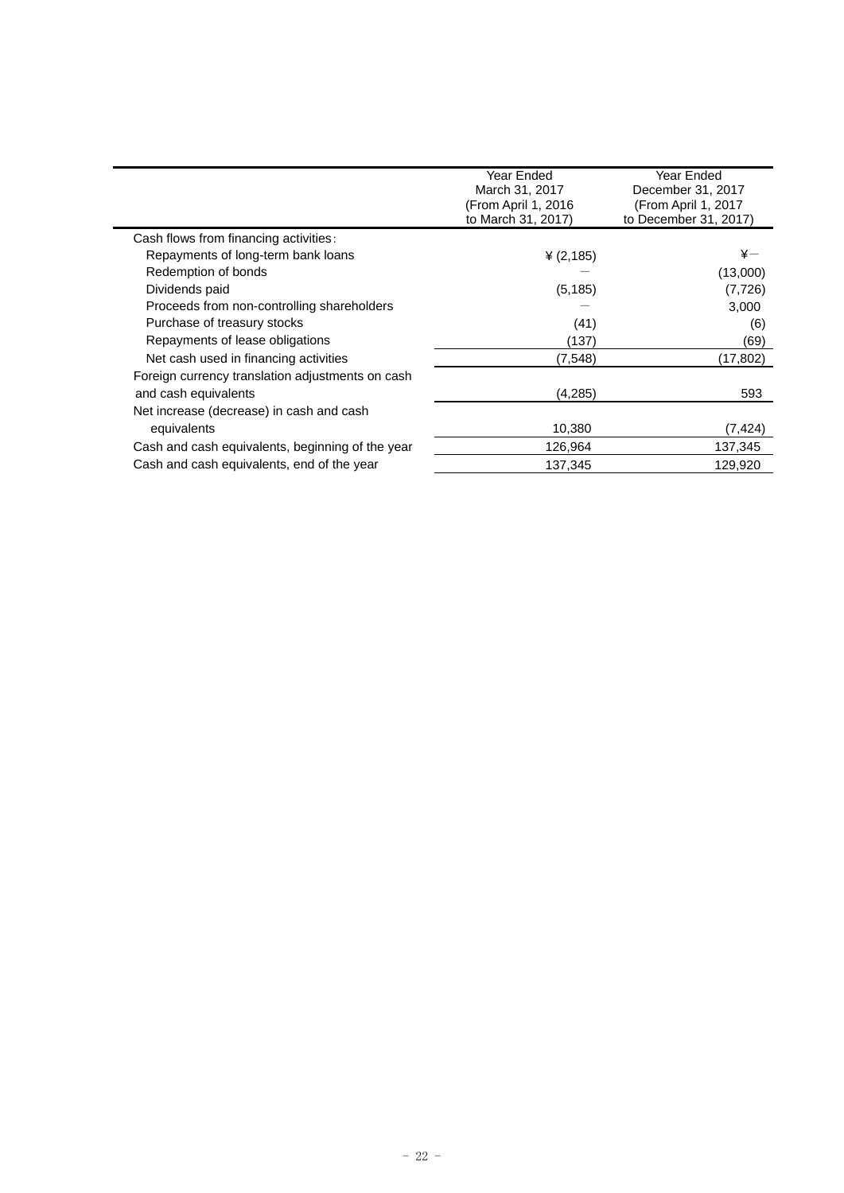| | Year Ended March 31, 2017 (From April 1, 2016 to March 31, 2017) | Year Ended December 31, 2017 (From April 1, 2017 to December 31, 2017) |
|---|---|---|
| Cash flows from financing activities: | | |
| Repayments of long-term bank loans | ¥ (2,185) | ¥― |
| Redemption of bonds | ― | (13,000) |
| Dividends paid | (5,185) | (7,726) |
| Proceeds from non-controlling shareholders | ― | 3,000 |
| Purchase of treasury stocks | (41) | (6) |
| Repayments of lease obligations | (137) | (69) |
| Net cash used in financing activities | (7,548) | (17,802) |
| Foreign currency translation adjustments on cash and cash equivalents | (4,285) | 593 |
| Net increase (decrease) in cash and cash equivalents | 10,380 | (7,424) |
| Cash and cash equivalents, beginning of the year | 126,964 | 137,345 |
| Cash and cash equivalents, end of the year | 137,345 | 129,920 |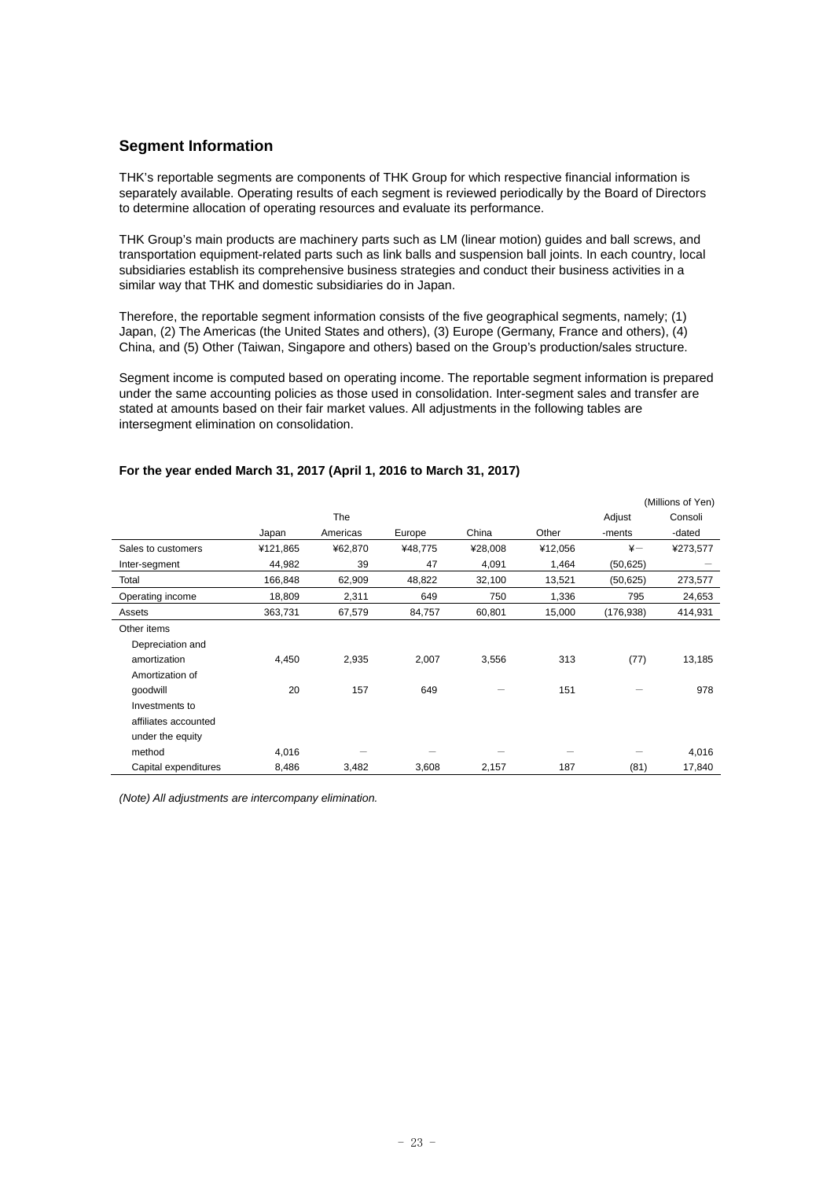## Segment Information

THK's reportable segments are components of THK Group for which respective financial information is separately available. Operating results of each segment is reviewed periodically by the Board of Directors to determine allocation of operating resources and evaluate its performance.

THK Group's main products are machinery parts such as LM (linear motion) guides and ball screws, and transportation equipment-related parts such as link balls and suspension ball joints. In each country, local subsidiaries establish its comprehensive business strategies and conduct their business activities in a similar way that THK and domestic subsidiaries do in Japan.

Therefore, the reportable segment information consists of the five geographical segments, namely; (1) Japan, (2) The Americas (the United States and others), (3) Europe (Germany, France and others), (4) China, and (5) Other (Taiwan, Singapore and others) based on the Group's production/sales structure.

Segment income is computed based on operating income. The reportable segment information is prepared under the same accounting policies as those used in consolidation. Inter-segment sales and transfer are stated at amounts based on their fair market values. All adjustments in the following tables are intersegment elimination on consolidation.

### For the year ended March 31, 2017 (April 1, 2016 to March 31, 2017)

(Millions of Yen)

| | Japan | The Americas | Europe | China | Other | Adjust -ments | Consoli -dated |
|---|---|---|---|---|---|---|---|
| Sales to customers | ¥121,865 | ¥62,870 | ¥48,775 | ¥28,008 | ¥12,056 | ¥— | ¥273,577 |
| Inter-segment | 44,982 | 39 | 47 | 4,091 | 1,464 | (50,625) | — |
| Total | 166,848 | 62,909 | 48,822 | 32,100 | 13,521 | (50,625) | 273,577 |
| Operating income | 18,809 | 2,311 | 649 | 750 | 1,336 | 795 | 24,653 |
| Assets | 363,731 | 67,579 | 84,757 | 60,801 | 15,000 | (176,938) | 414,931 |
| Other items | | | | | | | |
| Depreciation and amortization | 4,450 | 2,935 | 2,007 | 3,556 | 313 | (77) | 13,185 |
| Amortization of goodwill | 20 | 157 | 649 | — | 151 | — | 978 |
| Investments to affiliates accounted under the equity method | 4,016 | — | — | — | — | — | 4,016 |
| Capital expenditures | 8,486 | 3,482 | 3,608 | 2,157 | 187 | (81) | 17,840 |

*(Note) All adjustments are intercompany elimination.*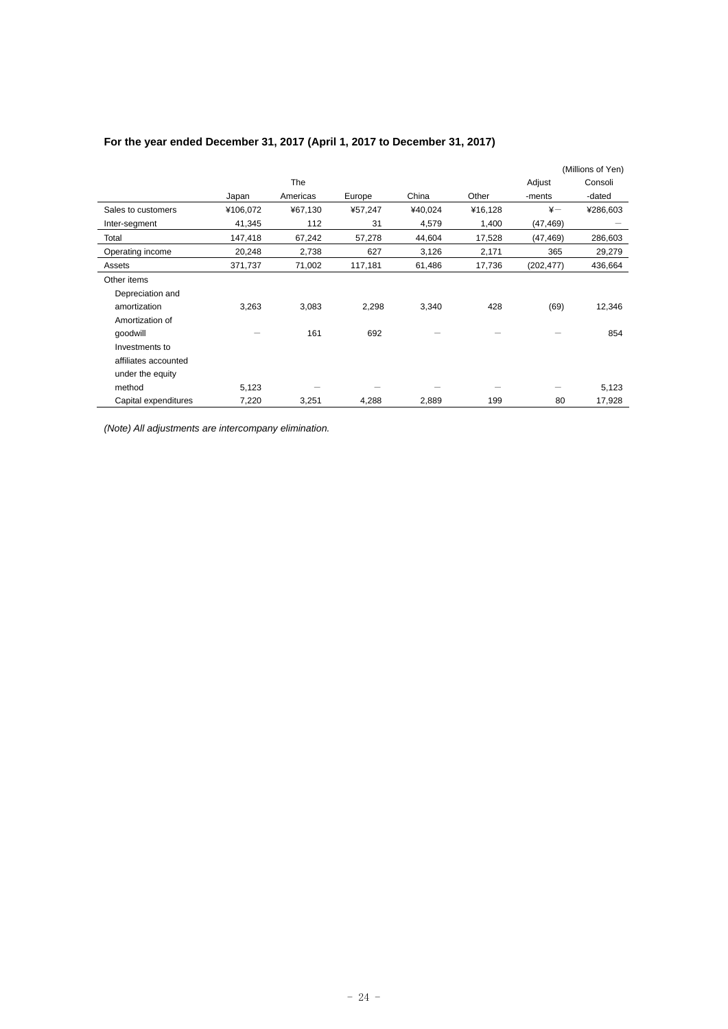## For the year ended December 31, 2017 (April 1, 2017 to December 31, 2017)

(Millions of Yen)

| | Japan | The Americas | Europe | China | Other | Adjust -ments | Consoli -dated |
|---|---|---|---|---|---|---|---|
| Sales to customers | ¥106,072 | ¥67,130 | ¥57,247 | ¥40,024 | ¥16,128 | ¥— | ¥286,603 |
| Inter-segment | 41,345 | 112 | 31 | 4,579 | 1,400 | (47,469) | — |
| Total | 147,418 | 67,242 | 57,278 | 44,604 | 17,528 | (47,469) | 286,603 |
| Operating income | 20,248 | 2,738 | 627 | 3,126 | 2,171 | 365 | 29,279 |
| Assets | 371,737 | 71,002 | 117,181 | 61,486 | 17,736 | (202,477) | 436,664 |
| Other items | | | | | | | |
| Depreciation and amortization | 3,263 | 3,083 | 2,298 | 3,340 | 428 | (69) | 12,346 |
| Amortization of goodwill | — | 161 | 692 | — | — | — | 854 |
| Investments to affiliates accounted under the equity method | 5,123 | — | — | — | — | — | 5,123 |
| Capital expenditures | 7,220 | 3,251 | 4,288 | 2,889 | 199 | 80 | 17,928 |

*(Note) All adjustments are intercompany elimination.*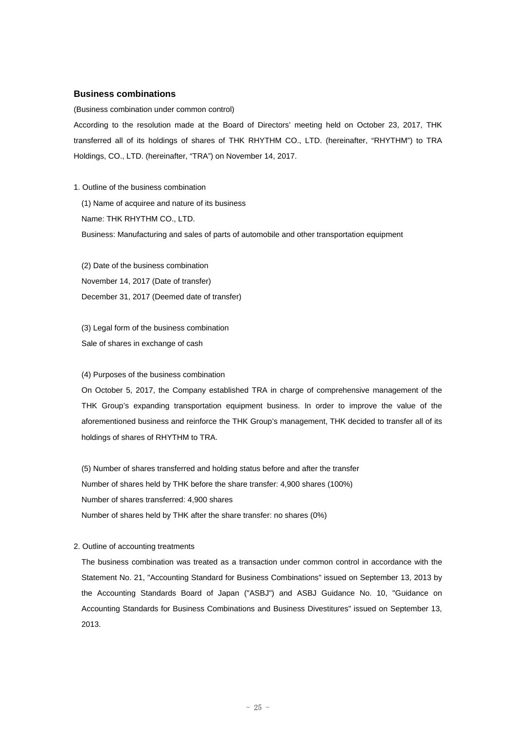## Business combinations

(Business combination under common control)

According to the resolution made at the Board of Directors' meeting held on October 23, 2017, THK transferred all of its holdings of shares of THK RHYTHM CO., LTD. (hereinafter, "RHYTHM") to TRA Holdings, CO., LTD. (hereinafter, "TRA") on November 14, 2017.

1. Outline of the business combination

   (1) Name of acquiree and nature of its business

   Name: THK RHYTHM CO., LTD.

   Business: Manufacturing and sales of parts of automobile and other transportation equipment

   (2) Date of the business combination

   November 14, 2017 (Date of transfer)

   December 31, 2017 (Deemed date of transfer)

   (3) Legal form of the business combination

   Sale of shares in exchange of cash

   (4) Purposes of the business combination

   On October 5, 2017, the Company established TRA in charge of comprehensive management of the THK Group's expanding transportation equipment business. In order to improve the value of the aforementioned business and reinforce the THK Group's management, THK decided to transfer all of its holdings of shares of RHYTHM to TRA.

   (5) Number of shares transferred and holding status before and after the transfer

   Number of shares held by THK before the share transfer: 4,900 shares (100%)

   Number of shares transferred: 4,900 shares

   Number of shares held by THK after the share transfer: no shares (0%)

2. Outline of accounting treatments

   The business combination was treated as a transaction under common control in accordance with the Statement No. 21, "Accounting Standard for Business Combinations" issued on September 13, 2013 by the Accounting Standards Board of Japan ("ASBJ") and ASBJ Guidance No. 10, "Guidance on Accounting Standards for Business Combinations and Business Divestitures" issued on September 13, 2013.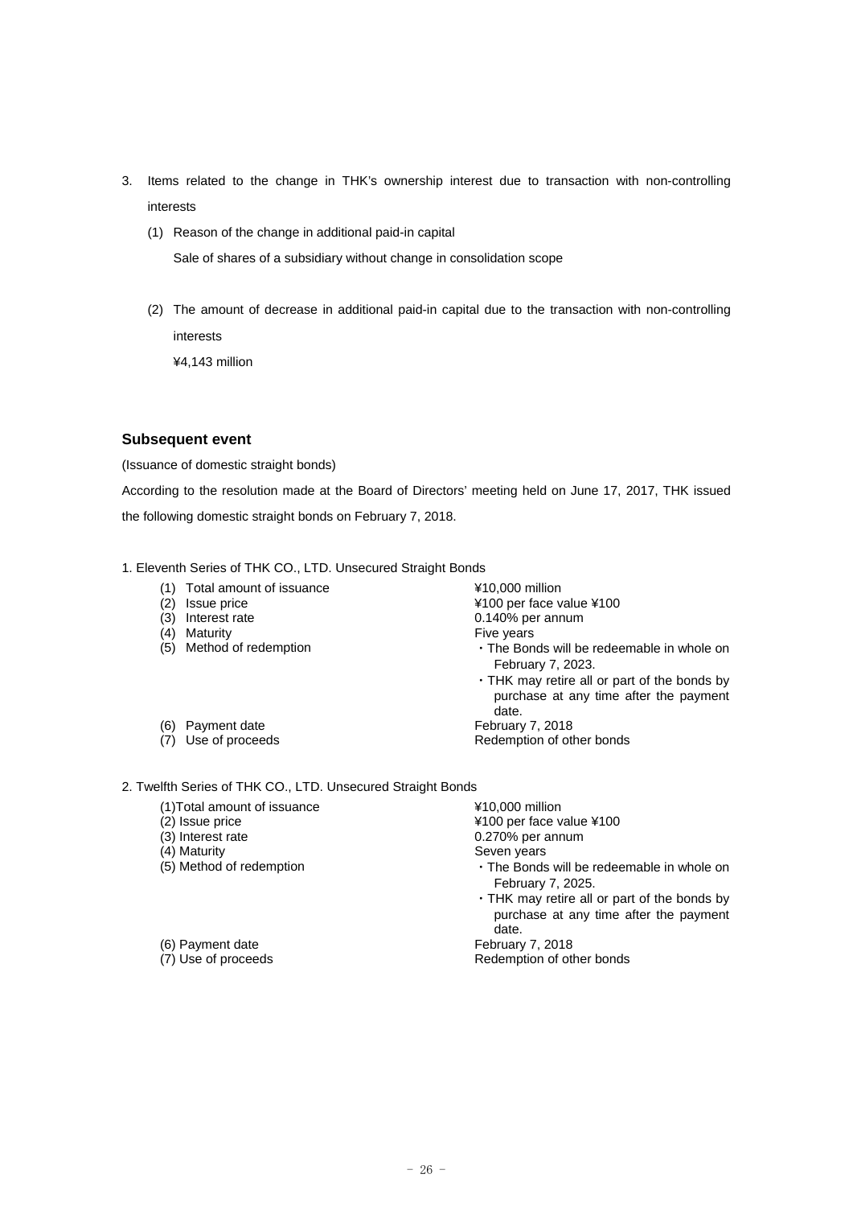3. Items related to the change in THK's ownership interest due to transaction with non-controlling interests

   (1) Reason of the change in additional paid-in capital

   Sale of shares of a subsidiary without change in consolidation scope

   (2) The amount of decrease in additional paid-in capital due to the transaction with non-controlling interests

   ¥4,143 million

### Subsequent event

(Issuance of domestic straight bonds)

According to the resolution made at the Board of Directors' meeting held on June 17, 2017, THK issued the following domestic straight bonds on February 7, 2018.

1. Eleventh Series of THK CO., LTD. Unsecured Straight Bonds

| | |
|---|---|
| (1) Total amount of issuance | ¥10,000 million |
| (2) Issue price | ¥100 per face value ¥100 |
| (3) Interest rate | 0.140% per annum |
| (4) Maturity | Five years |
| (5) Method of redemption | ・The Bonds will be redeemable in whole on February 7, 2023.<br>・THK may retire all or part of the bonds by purchase at any time after the payment date. |
| (6) Payment date | February 7, 2018 |
| (7) Use of proceeds | Redemption of other bonds |

2. Twelfth Series of THK CO., LTD. Unsecured Straight Bonds

| | |
|---|---|
| (1)Total amount of issuance | ¥10,000 million |
| (2) Issue price | ¥100 per face value ¥100 |
| (3) Interest rate | 0.270% per annum |
| (4) Maturity | Seven years |
| (5) Method of redemption | ・The Bonds will be redeemable in whole on February 7, 2025.<br>・THK may retire all or part of the bonds by purchase at any time after the payment date. |
| (6) Payment date | February 7, 2018 |
| (7) Use of proceeds | Redemption of other bonds |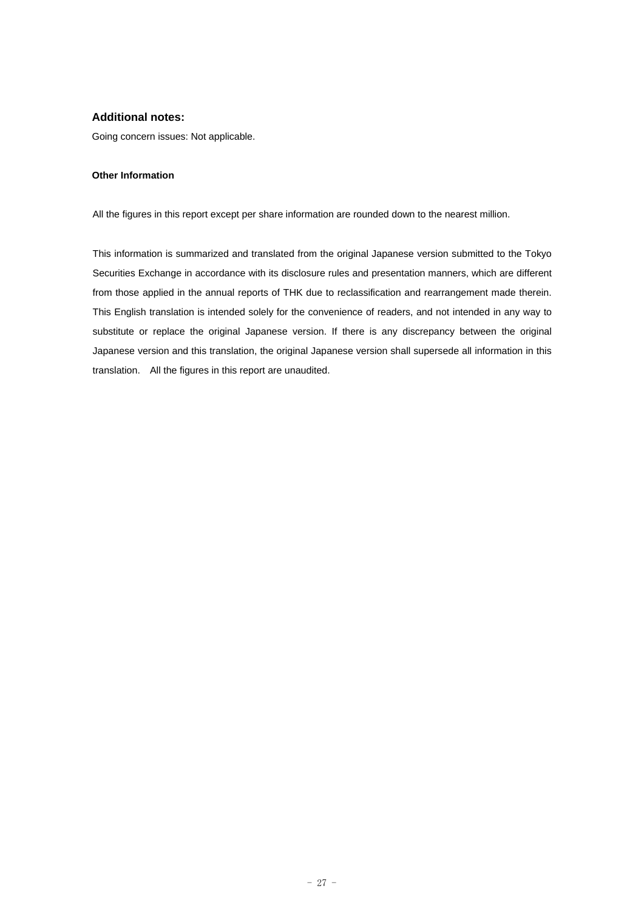## Additional notes:

Going concern issues: Not applicable.

#### Other Information

All the figures in this report except per share information are rounded down to the nearest million.

This information is summarized and translated from the original Japanese version submitted to the Tokyo Securities Exchange in accordance with its disclosure rules and presentation manners, which are different from those applied in the annual reports of THK due to reclassification and rearrangement made therein. This English translation is intended solely for the convenience of readers, and not intended in any way to substitute or replace the original Japanese version. If there is any discrepancy between the original Japanese version and this translation, the original Japanese version shall supersede all information in this translation.　All the figures in this report are unaudited.